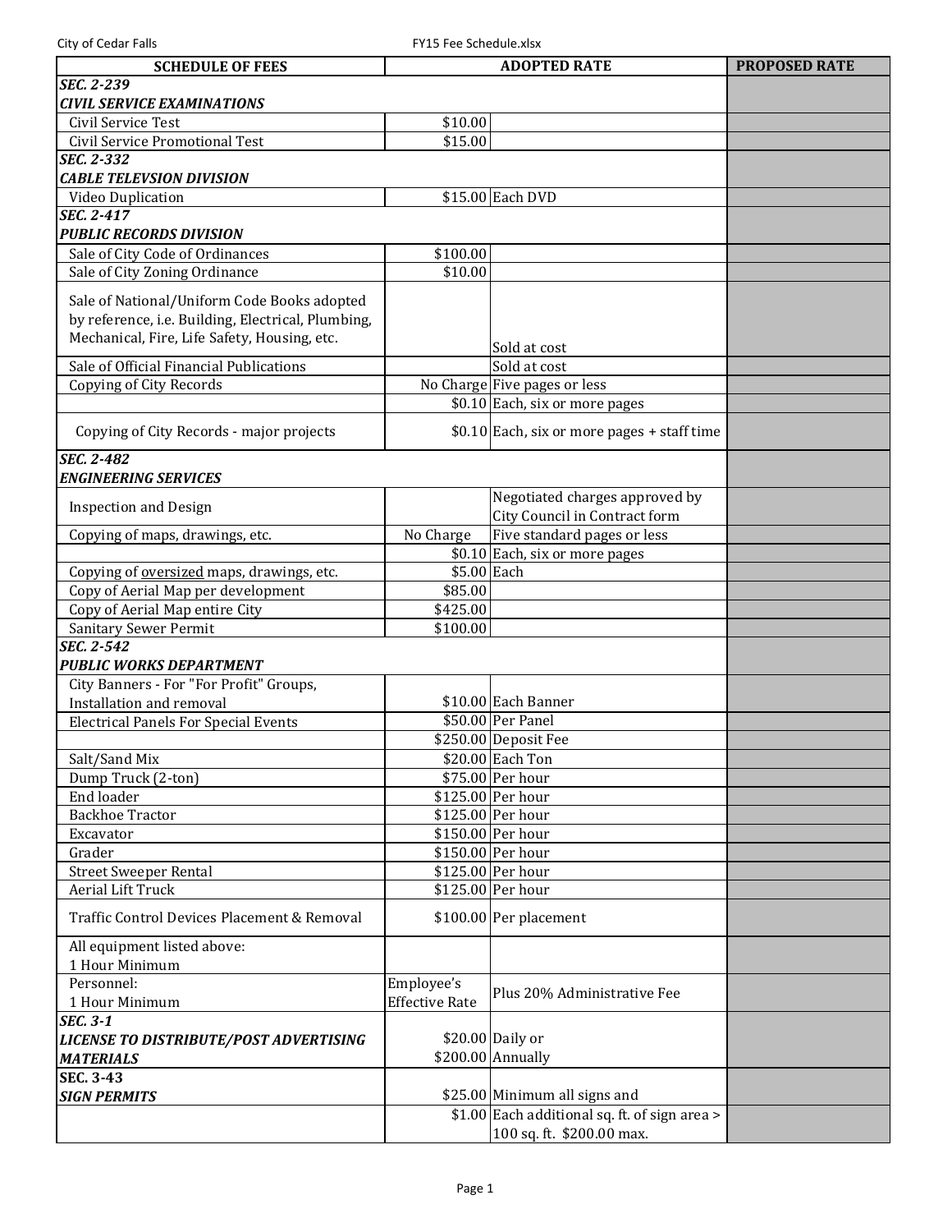| SCHEDULE OF FEES | ADOPTED RATE | | PROPOSED RATE |
|---|---|---|---|
| ***SEC. 2-239*** | | | |
| ***CIVIL SERVICE EXAMINATIONS*** | | | |
| Civil Service Test | $10.00 | | |
| Civil Service Promotional Test | $15.00 | | |
| ***SEC. 2-332*** | | | |
| ***CABLE TELEVSION DIVISION*** | | | |
| Video Duplication | $15.00 | Each DVD | |
| ***SEC. 2-417*** | | | |
| ***PUBLIC RECORDS DIVISION*** | | | |
| Sale of City Code of Ordinances | $100.00 | | |
| Sale of City Zoning Ordinance | $10.00 | | |
| Sale of National/Uniform Code Books adopted by reference, i.e. Building, Electrical, Plumbing, Mechanical, Fire, Life Safety, Housing, etc. | | Sold at cost | |
| Sale of Official Financial Publications | | Sold at cost | |
| Copying of City Records | No Charge | Five pages or less | |
| | $0.10 | Each, six or more pages | |
| Copying of City Records - major projects | $0.10 | Each, six or more pages + staff time | |
| ***SEC. 2-482*** | | | |
| ***ENGINEERING SERVICES*** | | | |
| Inspection and Design | | Negotiated charges approved by City Council in Contract form | |
| Copying of maps, drawings, etc. | No Charge | Five standard pages or less | |
| | $0.10 | Each, six or more pages | |
| Copying of oversized maps, drawings, etc. | $5.00 | Each | |
| Copy of Aerial Map per development | $85.00 | | |
| Copy of Aerial Map entire City | $425.00 | | |
| Sanitary Sewer Permit | $100.00 | | |
| ***SEC. 2-542*** | | | |
| ***PUBLIC WORKS DEPARTMENT*** | | | |
| City Banners - For "For Profit" Groups, Installation and removal | $10.00 | Each Banner | |
| Electrical Panels For Special Events | $50.00 | Per Panel | |
| | $250.00 | Deposit Fee | |
| Salt/Sand Mix | $20.00 | Each Ton | |
| Dump Truck (2-ton) | $75.00 | Per hour | |
| End loader | $125.00 | Per hour | |
| Backhoe Tractor | $125.00 | Per hour | |
| Excavator | $150.00 | Per hour | |
| Grader | $150.00 | Per hour | |
| Street Sweeper Rental | $125.00 | Per hour | |
| Aerial Lift Truck | $125.00 | Per hour | |
| Traffic Control Devices Placement & Removal | $100.00 | Per placement | |
| All equipment listed above: 1 Hour Minimum | | | |
| Personnel: 1 Hour Minimum | Employee's Effective Rate | Plus 20% Administrative Fee | |
| ***SEC. 3-1*** ***LICENSE TO DISTRIBUTE/POST ADVERTISING MATERIALS*** | $20.00<br>$200.00 | Daily or<br>Annually | |
| **SEC. 3-43** ***SIGN PERMITS*** | $25.00 | Minimum all signs and | |
| | $1.00 | Each additional sq. ft. of sign area > 100 sq. ft. $200.00 max. | |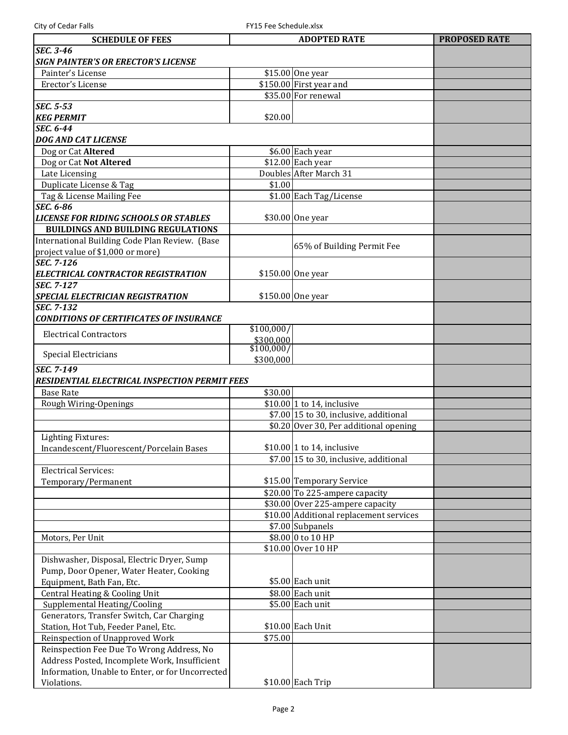| SCHEDULE OF FEES | ADOPTED RATE | | PROPOSED RATE |
|---|---|---|---|
| ***SEC. 3-46*** ***SIGN PAINTER'S OR ERECTOR'S LICENSE*** | | | |
| Painter's License | $15.00 | One year | |
| Erector's License | $150.00 | First year and | |
| | $35.00 | For renewal | |
| ***SEC. 5-53*** ***KEG PERMIT*** | $20.00 | | |
| ***SEC. 6-44*** ***DOG AND CAT LICENSE*** | | | |
| Dog or Cat **Altered** | $6.00 | Each year | |
| Dog or Cat **Not Altered** | $12.00 | Each year | |
| Late Licensing | Doubles | After March 31 | |
| Duplicate License & Tag | $1.00 | | |
| Tag & License Mailing Fee | $1.00 | Each Tag/License | |
| ***SEC. 6-86*** ***LICENSE FOR RIDING SCHOOLS OR STABLES*** | $30.00 | One year | |
| **BUILDINGS AND BUILDING REGULATIONS** | | | |
| International Building Code Plan Review. (Base project value of $1,000 or more) | | 65% of Building Permit Fee | |
| ***SEC. 7-126*** ***ELECTRICAL CONTRACTOR REGISTRATION*** | $150.00 | One year | |
| ***SEC. 7-127*** ***SPECIAL ELECTRICIAN REGISTRATION*** | $150.00 | One year | |
| ***SEC. 7-132*** ***CONDITIONS OF CERTIFICATES OF INSURANCE*** | | | |
| Electrical Contractors | $100,000/ $300,000 | | |
| Special Electricians | $100,000/ $300,000 | | |
| ***SEC. 7-149*** ***RESIDENTIAL ELECTRICAL INSPECTION PERMIT FEES*** | | | |
| Base Rate | $30.00 | | |
| Rough Wiring-Openings | $10.00 | 1 to 14, inclusive | |
| | $7.00 | 15 to 30, inclusive, additional | |
| | $0.20 | Over 30, Per additional opening | |
| Lighting Fixtures: Incandescent/Fluorescent/Porcelain Bases | $10.00 | 1 to 14, inclusive | |
| | $7.00 | 15 to 30, inclusive, additional | |
| Electrical Services: Temporary/Permanent | $15.00 | Temporary Service | |
| | $20.00 | To 225-ampere capacity | |
| | $30.00 | Over 225-ampere capacity | |
| | $10.00 | Additional replacement services | |
| | $7.00 | Subpanels | |
| Motors, Per Unit | $8.00 | 0 to 10 HP | |
| | $10.00 | Over 10 HP | |
| Dishwasher, Disposal, Electric Dryer, Sump Pump, Door Opener, Water Heater, Cooking Equipment, Bath Fan, Etc. | $5.00 | Each unit | |
| Central Heating & Cooling Unit | $8.00 | Each unit | |
| Supplemental Heating/Cooling | $5.00 | Each unit | |
| Generators, Transfer Switch, Car Charging Station, Hot Tub, Feeder Panel, Etc. | $10.00 | Each Unit | |
| Reinspection of Unapproved Work | $75.00 | | |
| Reinspection Fee Due To Wrong Address, No Address Posted, Incomplete Work, Insufficient Information, Unable to Enter, or for Uncorrected Violations. | $10.00 | Each Trip | |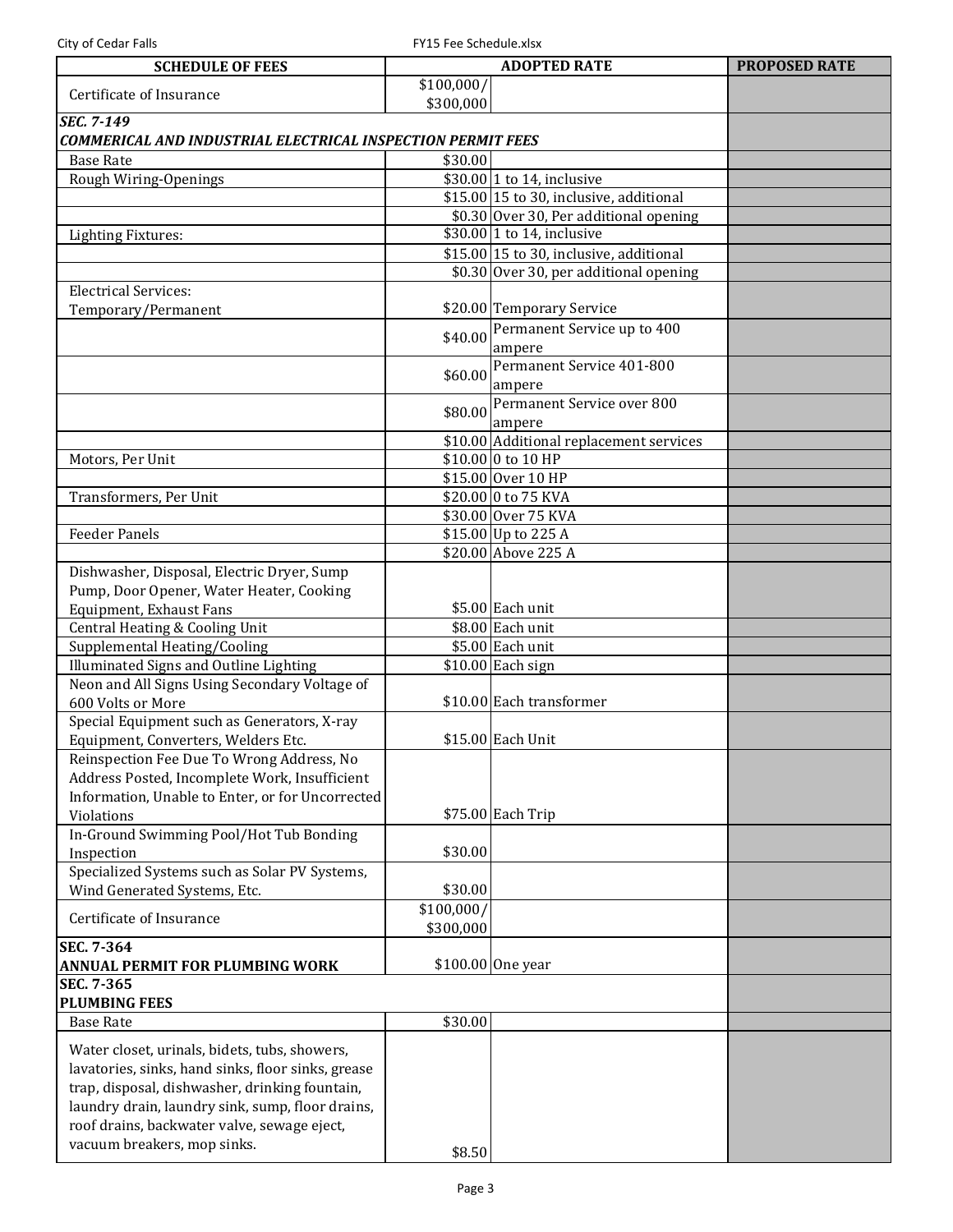| SCHEDULE OF FEES | ADOPTED RATE | | PROPOSED RATE |
|---|---|---|---|
| Certificate of Insurance | $100,000/ $300,000 | | |
| ***SEC. 7-149*** ***COMMERICAL AND INDUSTRIAL ELECTRICAL INSPECTION PERMIT FEES*** | | | |
| Base Rate | $30.00 | | |
| Rough Wiring-Openings | $30.00 | 1 to 14, inclusive | |
| | $15.00 | 15 to 30, inclusive, additional | |
| | $0.30 | Over 30, Per additional opening | |
| Lighting Fixtures: | $30.00 | 1 to 14, inclusive | |
| | $15.00 | 15 to 30, inclusive, additional | |
| | $0.30 | Over 30, per additional opening | |
| Electrical Services: Temporary/Permanent | $20.00 | Temporary Service | |
| | $40.00 | Permanent Service up to 400 ampere | |
| | $60.00 | Permanent Service 401-800 ampere | |
| | $80.00 | Permanent Service over 800 ampere | |
| | $10.00 | Additional replacement services | |
| Motors, Per Unit | $10.00 | 0 to 10 HP | |
| | $15.00 | Over 10 HP | |
| Transformers, Per Unit | $20.00 | 0 to 75 KVA | |
| | $30.00 | Over 75 KVA | |
| Feeder Panels | $15.00 | Up to 225 A | |
| | $20.00 | Above 225 A | |
| Dishwasher, Disposal, Electric Dryer, Sump Pump, Door Opener, Water Heater, Cooking Equipment, Exhaust Fans | $5.00 | Each unit | |
| Central Heating & Cooling Unit | $8.00 | Each unit | |
| Supplemental Heating/Cooling | $5.00 | Each unit | |
| Illuminated Signs and Outline Lighting | $10.00 | Each sign | |
| Neon and All Signs Using Secondary Voltage of 600 Volts or More | $10.00 | Each transformer | |
| Special Equipment such as Generators, X-ray Equipment, Converters, Welders Etc. | $15.00 | Each Unit | |
| Reinspection Fee Due To Wrong Address, No Address Posted, Incomplete Work, Insufficient Information, Unable to Enter, or for Uncorrected Violations | $75.00 | Each Trip | |
| In-Ground Swimming Pool/Hot Tub Bonding Inspection | $30.00 | | |
| Specialized Systems such as Solar PV Systems, Wind Generated Systems, Etc. | $30.00 | | |
| Certificate of Insurance | $100,000/ $300,000 | | |
| **SEC. 7-364** **ANNUAL PERMIT FOR PLUMBING WORK** | $100.00 | One year | |
| **SEC. 7-365** **PLUMBING FEES** | | | |
| Base Rate | $30.00 | | |
| Water closet, urinals, bidets, tubs, showers, lavatories, sinks, hand sinks, floor sinks, grease trap, disposal, dishwasher, drinking fountain, laundry drain, laundry sink, sump, floor drains, roof drains, backwater valve, sewage eject, vacuum breakers, mop sinks. | $8.50 | | |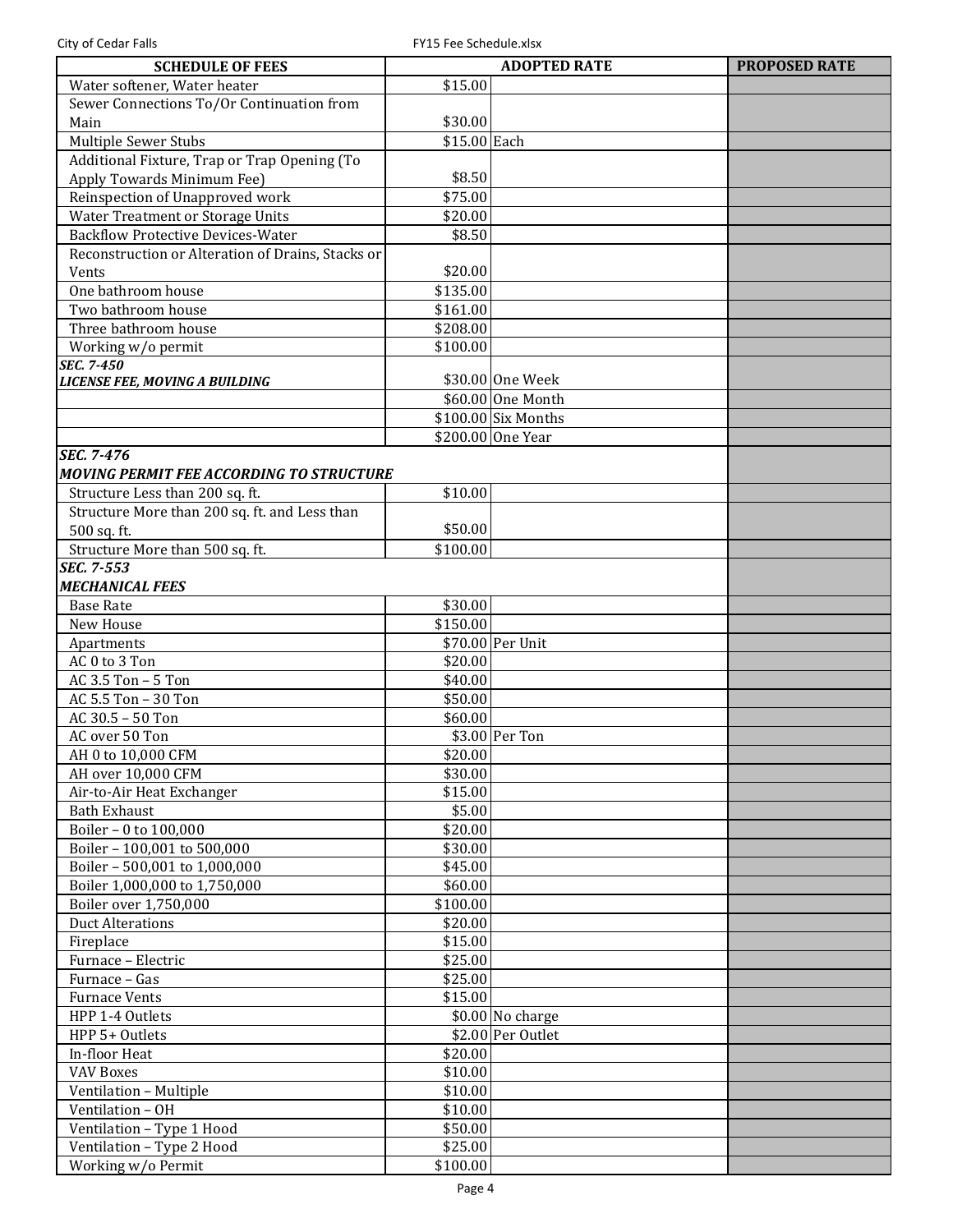| SCHEDULE OF FEES | ADOPTED RATE | | PROPOSED RATE |
|---|---|---|---|
| Water softener, Water heater | $15.00 | | |
| Sewer Connections To/Or Continuation from Main | $30.00 | | |
| Multiple Sewer Stubs | $15.00 | Each | |
| Additional Fixture, Trap or Trap Opening (To Apply Towards Minimum Fee) | $8.50 | | |
| Reinspection of Unapproved work | $75.00 | | |
| Water Treatment or Storage Units | $20.00 | | |
| Backflow Protective Devices-Water | $8.50 | | |
| Reconstruction or Alteration of Drains, Stacks or Vents | $20.00 | | |
| One bathroom house | $135.00 | | |
| Two bathroom house | $161.00 | | |
| Three bathroom house | $208.00 | | |
| Working w/o permit | $100.00 | | |
| ***SEC. 7-450*** ***LICENSE FEE, MOVING A BUILDING*** | $30.00 | One Week | |
| | $60.00 | One Month | |
| | $100.00 | Six Months | |
| | $200.00 | One Year | |
| ***SEC. 7-476*** ***MOVING PERMIT FEE ACCORDING TO STRUCTURE*** | | | |
| Structure Less than 200 sq. ft. | $10.00 | | |
| Structure More than 200 sq. ft. and Less than 500 sq. ft. | $50.00 | | |
| Structure More than 500 sq. ft. | $100.00 | | |
| ***SEC. 7-553*** ***MECHANICAL FEES*** | | | |
| Base Rate | $30.00 | | |
| New House | $150.00 | | |
| Apartments | $70.00 | Per Unit | |
| AC 0 to 3 Ton | $20.00 | | |
| AC 3.5 Ton – 5 Ton | $40.00 | | |
| AC 5.5 Ton – 30 Ton | $50.00 | | |
| AC 30.5 – 50 Ton | $60.00 | | |
| AC over 50 Ton | $3.00 | Per Ton | |
| AH 0 to 10,000 CFM | $20.00 | | |
| AH over 10,000 CFM | $30.00 | | |
| Air-to-Air Heat Exchanger | $15.00 | | |
| Bath Exhaust | $5.00 | | |
| Boiler – 0 to 100,000 | $20.00 | | |
| Boiler – 100,001 to 500,000 | $30.00 | | |
| Boiler – 500,001 to 1,000,000 | $45.00 | | |
| Boiler 1,000,000 to 1,750,000 | $60.00 | | |
| Boiler over 1,750,000 | $100.00 | | |
| Duct Alterations | $20.00 | | |
| Fireplace | $15.00 | | |
| Furnace – Electric | $25.00 | | |
| Furnace – Gas | $25.00 | | |
| Furnace Vents | $15.00 | | |
| HPP 1-4 Outlets | $0.00 | No charge | |
| HPP 5+ Outlets | $2.00 | Per Outlet | |
| In-floor Heat | $20.00 | | |
| VAV Boxes | $10.00 | | |
| Ventilation – Multiple | $10.00 | | |
| Ventilation – OH | $10.00 | | |
| Ventilation – Type 1 Hood | $50.00 | | |
| Ventilation – Type 2 Hood | $25.00 | | |
| Working w/o Permit | $100.00 | | |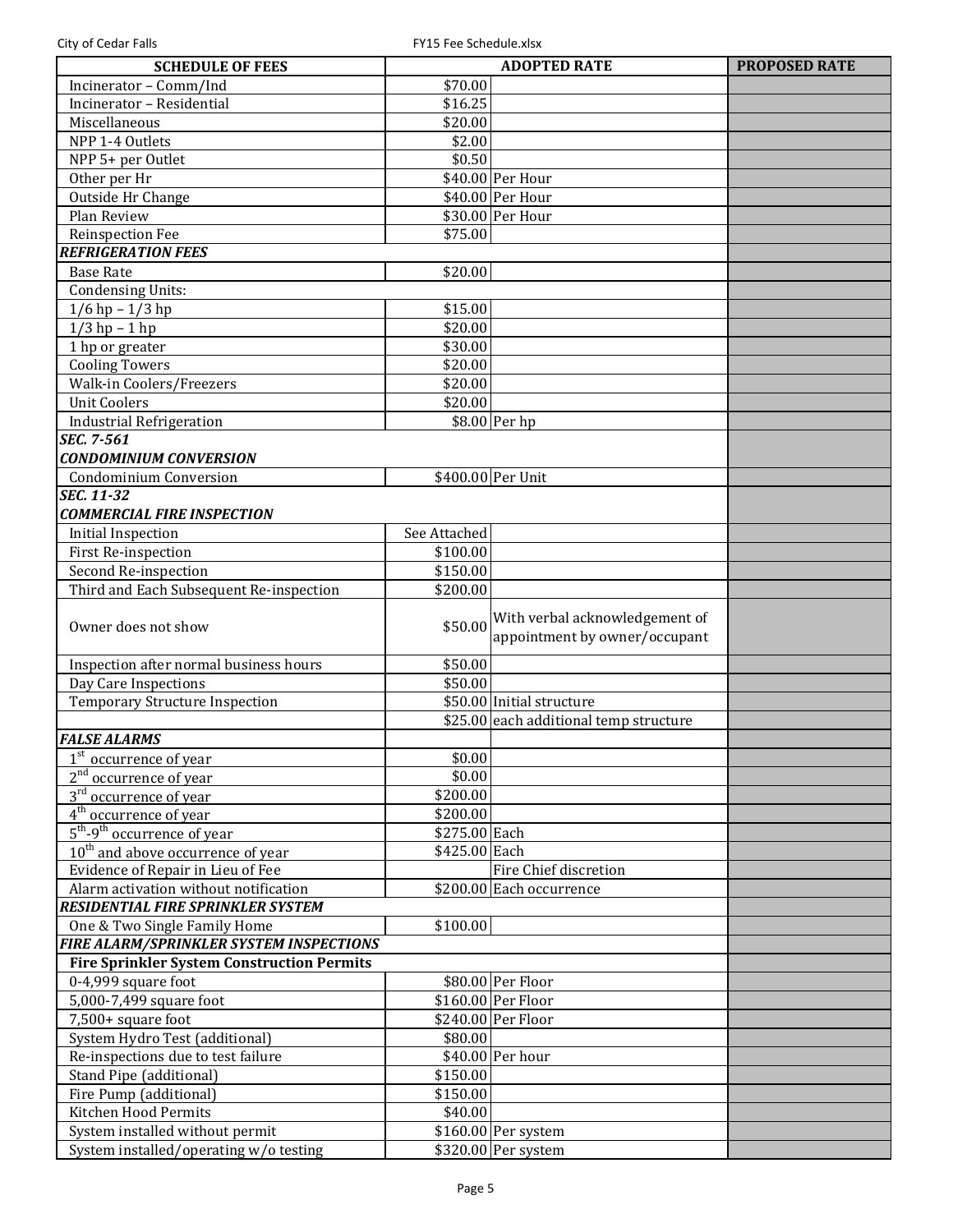| SCHEDULE OF FEES | ADOPTED RATE | | PROPOSED RATE |
|---|---|---|---|
| Incinerator – Comm/Ind | $70.00 | | |
| Incinerator – Residential | $16.25 | | |
| Miscellaneous | $20.00 | | |
| NPP 1-4 Outlets | $2.00 | | |
| NPP 5+ per Outlet | $0.50 | | |
| Other per Hr | $40.00 | Per Hour | |
| Outside Hr Change | $40.00 | Per Hour | |
| Plan Review | $30.00 | Per Hour | |
| Reinspection Fee | $75.00 | | |
| ***REFRIGERATION FEES*** | | | |
| Base Rate | $20.00 | | |
| Condensing Units: | | | |
| 1/6 hp – 1/3 hp | $15.00 | | |
| 1/3 hp – 1 hp | $20.00 | | |
| 1 hp or greater | $30.00 | | |
| Cooling Towers | $20.00 | | |
| Walk-in Coolers/Freezers | $20.00 | | |
| Unit Coolers | $20.00 | | |
| Industrial Refrigeration | $8.00 | Per hp | |
| ***SEC. 7-561*** | | | |
| ***CONDOMINIUM CONVERSION*** | | | |
| Condominium Conversion | $400.00 | Per Unit | |
| ***SEC. 11-32*** | | | |
| ***COMMERCIAL FIRE INSPECTION*** | | | |
| Initial Inspection | See Attached | | |
| First Re-inspection | $100.00 | | |
| Second Re-inspection | $150.00 | | |
| Third and Each Subsequent Re-inspection | $200.00 | | |
| Owner does not show | $50.00 | With verbal acknowledgement of appointment by owner/occupant | |
| Inspection after normal business hours | $50.00 | | |
| Day Care Inspections | $50.00 | | |
| Temporary Structure Inspection | $50.00 | Initial structure | |
| | $25.00 | each additional temp structure | |
| ***FALSE ALARMS*** | | | |
| 1st occurrence of year | $0.00 | | |
| 2nd occurrence of year | $0.00 | | |
| 3rd occurrence of year | $200.00 | | |
| 4th occurrence of year | $200.00 | | |
| 5th-9th occurrence of year | $275.00 | Each | |
| 10th and above occurrence of year | $425.00 | Each | |
| Evidence of Repair in Lieu of Fee | | Fire Chief discretion | |
| Alarm activation without notification | $200.00 | Each occurrence | |
| ***RESIDENTIAL FIRE SPRINKLER SYSTEM*** | | | |
| One & Two Single Family Home | $100.00 | | |
| ***FIRE ALARM/SPRINKLER SYSTEM INSPECTIONS*** | | | |
| **Fire Sprinkler System Construction Permits** | | | |
| 0-4,999 square foot | $80.00 | Per Floor | |
| 5,000-7,499 square foot | $160.00 | Per Floor | |
| 7,500+ square foot | $240.00 | Per Floor | |
| System Hydro Test (additional) | $80.00 | | |
| Re-inspections due to test failure | $40.00 | Per hour | |
| Stand Pipe (additional) | $150.00 | | |
| Fire Pump (additional) | $150.00 | | |
| Kitchen Hood Permits | $40.00 | | |
| System installed without permit | $160.00 | Per system | |
| System installed/operating w/o testing | $320.00 | Per system | |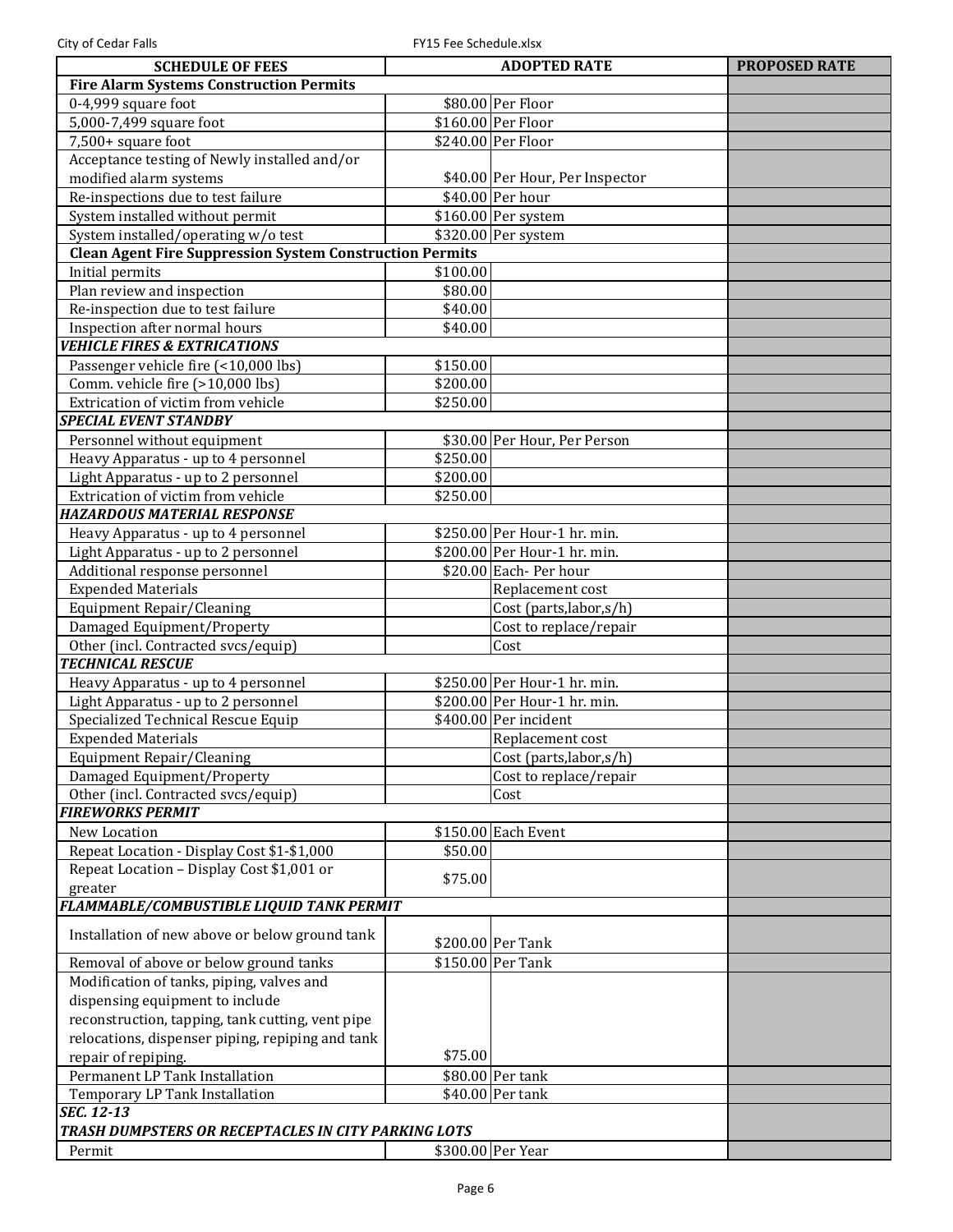| SCHEDULE OF FEES | ADOPTED RATE | | PROPOSED RATE |
|---|---|---|---|
| **Fire Alarm Systems Construction Permits** | | | |
| 0-4,999 square foot | $80.00 | Per Floor | |
| 5,000-7,499 square foot | $160.00 | Per Floor | |
| 7,500+ square foot | $240.00 | Per Floor | |
| Acceptance testing of Newly installed and/or modified alarm systems | $40.00 | Per Hour, Per Inspector | |
| Re-inspections due to test failure | $40.00 | Per hour | |
| System installed without permit | $160.00 | Per system | |
| System installed/operating w/o test | $320.00 | Per system | |
| **Clean Agent Fire Suppression System Construction Permits** | | | |
| Initial permits | $100.00 | | |
| Plan review and inspection | $80.00 | | |
| Re-inspection due to test failure | $40.00 | | |
| Inspection after normal hours | $40.00 | | |
| ***VEHICLE FIRES & EXTRICATIONS*** | | | |
| Passenger vehicle fire (<10,000 lbs) | $150.00 | | |
| Comm. vehicle fire (>10,000 lbs) | $200.00 | | |
| Extrication of victim from vehicle | $250.00 | | |
| ***SPECIAL EVENT STANDBY*** | | | |
| Personnel without equipment | $30.00 | Per Hour, Per Person | |
| Heavy Apparatus - up to 4 personnel | $250.00 | | |
| Light Apparatus - up to 2 personnel | $200.00 | | |
| Extrication of victim from vehicle | $250.00 | | |
| ***HAZARDOUS MATERIAL RESPONSE*** | | | |
| Heavy Apparatus - up to 4 personnel | $250.00 | Per Hour-1 hr. min. | |
| Light Apparatus - up to 2 personnel | $200.00 | Per Hour-1 hr. min. | |
| Additional response personnel | $20.00 | Each- Per hour | |
| Expended Materials | | Replacement cost | |
| Equipment Repair/Cleaning | | Cost (parts,labor,s/h) | |
| Damaged Equipment/Property | | Cost to replace/repair | |
| Other (incl. Contracted svcs/equip) | | Cost | |
| ***TECHNICAL RESCUE*** | | | |
| Heavy Apparatus - up to 4 personnel | $250.00 | Per Hour-1 hr. min. | |
| Light Apparatus - up to 2 personnel | $200.00 | Per Hour-1 hr. min. | |
| Specialized Technical Rescue Equip | $400.00 | Per incident | |
| Expended Materials | | Replacement cost | |
| Equipment Repair/Cleaning | | Cost (parts,labor,s/h) | |
| Damaged Equipment/Property | | Cost to replace/repair | |
| Other (incl. Contracted svcs/equip) | | Cost | |
| ***FIREWORKS PERMIT*** | | | |
| New Location | $150.00 | Each Event | |
| Repeat Location - Display Cost $1-$1,000 | $50.00 | | |
| Repeat Location – Display Cost $1,001 or greater | $75.00 | | |
| ***FLAMMABLE/COMBUSTIBLE LIQUID TANK PERMIT*** | | | |
| Installation of new above or below ground tank | $200.00 | Per Tank | |
| Removal of above or below ground tanks | $150.00 | Per Tank | |
| Modification of tanks, piping, valves and dispensing equipment to include reconstruction, tapping, tank cutting, vent pipe relocations, dispenser piping, repiping and tank repair of repiping. | $75.00 | | |
| Permanent LP Tank Installation | $80.00 | Per tank | |
| Temporary LP Tank Installation | $40.00 | Per tank | |
| ***SEC. 12-13*** | | | |
| ***TRASH DUMPSTERS OR RECEPTACLES IN CITY PARKING LOTS*** | | | |
| Permit | $300.00 | Per Year | |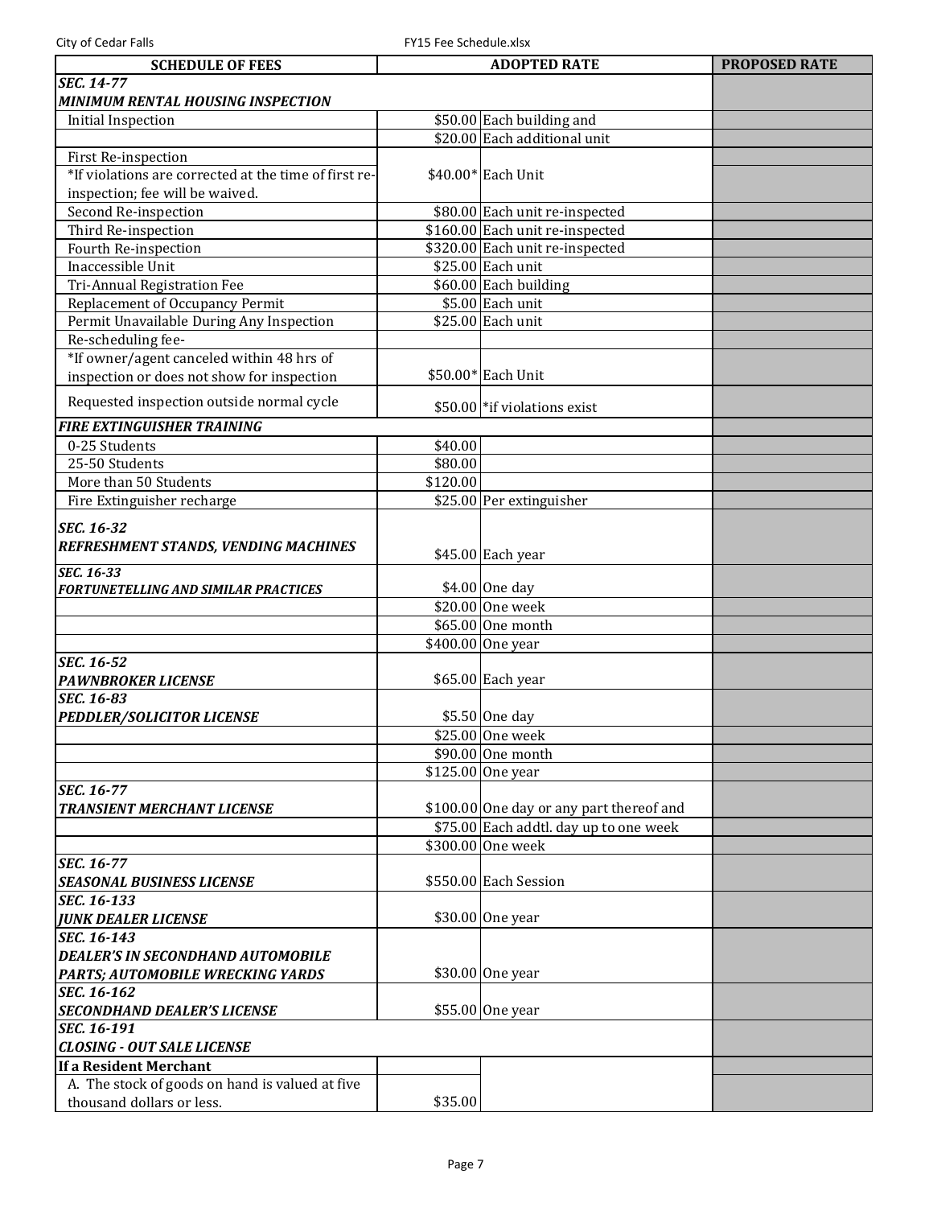| SCHEDULE OF FEES | ADOPTED RATE | | PROPOSED RATE |
|---|---|---|---|
| ***SEC. 14-77*** | | | |
| ***MINIMUM RENTAL HOUSING INSPECTION*** | | | |
| Initial Inspection | $50.00 | Each building and | |
| | $20.00 | Each additional unit | |
| First Re-inspection | | | |
| *If violations are corrected at the time of first re-inspection; fee will be waived. | $40.00* | Each Unit | |
| Second Re-inspection | $80.00 | Each unit re-inspected | |
| Third Re-inspection | $160.00 | Each unit re-inspected | |
| Fourth Re-inspection | $320.00 | Each unit re-inspected | |
| Inaccessible Unit | $25.00 | Each unit | |
| Tri-Annual Registration Fee | $60.00 | Each building | |
| Replacement of Occupancy Permit | $5.00 | Each unit | |
| Permit Unavailable During Any Inspection | $25.00 | Each unit | |
| Re-scheduling fee- | | | |
| *If owner/agent canceled within 48 hrs of inspection or does not show for inspection | $50.00* | Each Unit | |
| Requested inspection outside normal cycle | $50.00 | *if violations exist | |
| ***FIRE EXTINGUISHER TRAINING*** | | | |
| 0-25 Students | $40.00 | | |
| 25-50 Students | $80.00 | | |
| More than 50 Students | $120.00 | | |
| Fire Extinguisher recharge | $25.00 | Per extinguisher | |
| ***SEC. 16-32*** ***REFRESHMENT STANDS, VENDING MACHINES*** | $45.00 | Each year | |
| ***SEC. 16-33*** ***FORTUNETELLING AND SIMILAR PRACTICES*** | $4.00 | One day | |
| | $20.00 | One week | |
| | $65.00 | One month | |
| | $400.00 | One year | |
| ***SEC. 16-52*** ***PAWNBROKER LICENSE*** | $65.00 | Each year | |
| ***SEC. 16-83*** ***PEDDLER/SOLICITOR LICENSE*** | $5.50 | One day | |
| | $25.00 | One week | |
| | $90.00 | One month | |
| | $125.00 | One year | |
| ***SEC. 16-77*** ***TRANSIENT MERCHANT LICENSE*** | $100.00 | One day or any part thereof and | |
| | $75.00 | Each addtl. day up to one week | |
| | $300.00 | One week | |
| ***SEC. 16-77*** ***SEASONAL BUSINESS LICENSE*** | $550.00 | Each Session | |
| ***SEC. 16-133*** ***JUNK DEALER LICENSE*** | $30.00 | One year | |
| ***SEC. 16-143*** ***DEALER'S IN SECONDHAND AUTOMOBILE PARTS; AUTOMOBILE WRECKING YARDS*** | $30.00 | One year | |
| ***SEC. 16-162*** ***SECONDHAND DEALER'S LICENSE*** | $55.00 | One year | |
| ***SEC. 16-191*** ***CLOSING - OUT SALE LICENSE*** | | | |
| **If a Resident Merchant** | | | |
| A. The stock of goods on hand is valued at five thousand dollars or less. | $35.00 | | |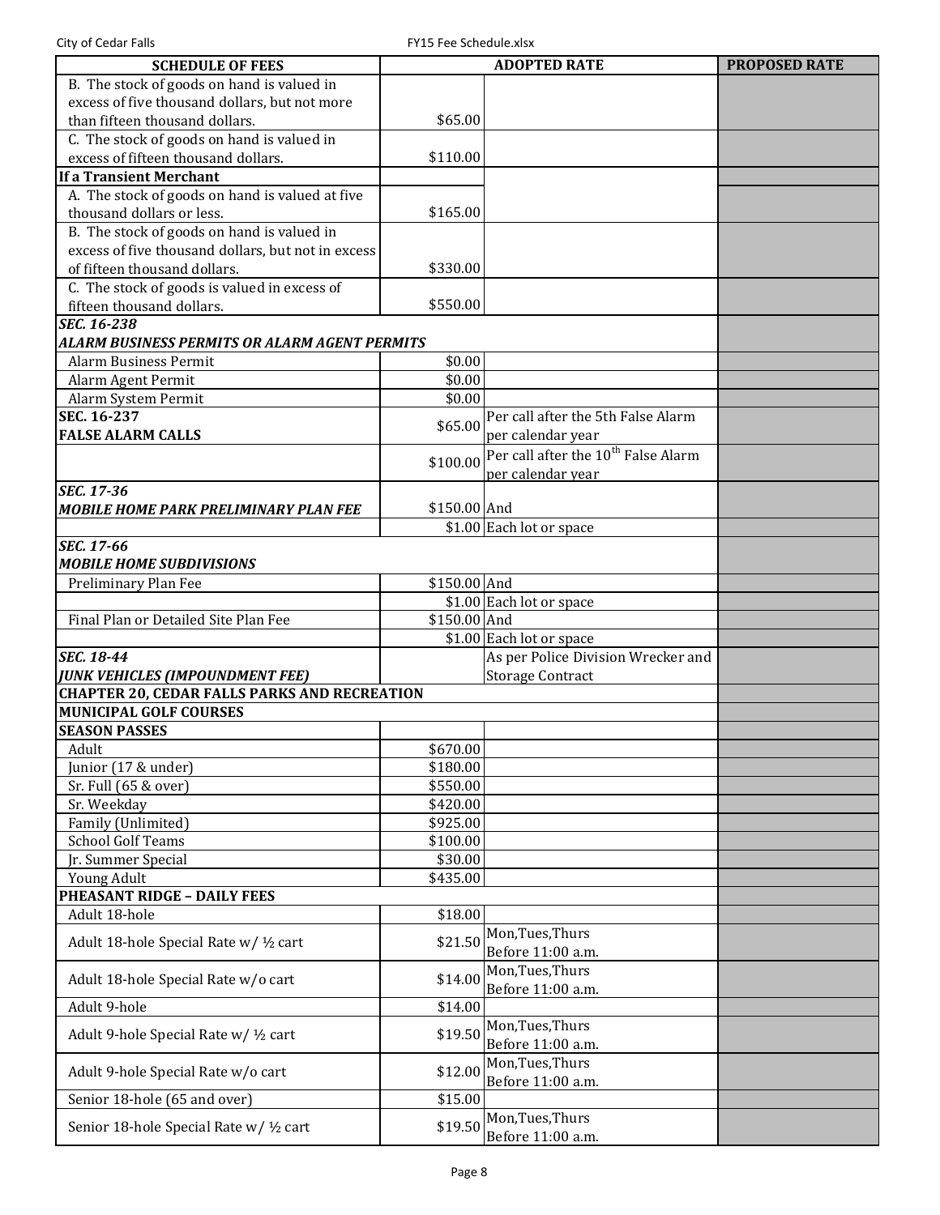| SCHEDULE OF FEES | ADOPTED RATE | | PROPOSED RATE |
|---|---|---|---|
| B. The stock of goods on hand is valued in excess of five thousand dollars, but not more than fifteen thousand dollars. | $65.00 | | |
| C. The stock of goods on hand is valued in excess of fifteen thousand dollars. | $110.00 | | |
| **If a Transient Merchant** | | | |
| A. The stock of goods on hand is valued at five thousand dollars or less. | $165.00 | | |
| B. The stock of goods on hand is valued in excess of five thousand dollars, but not in excess of fifteen thousand dollars. | $330.00 | | |
| C. The stock of goods is valued in excess of fifteen thousand dollars. | $550.00 | | |
| ***SEC. 16-238*** ***ALARM BUSINESS PERMITS OR ALARM AGENT PERMITS*** | | | |
| Alarm Business Permit | $0.00 | | |
| Alarm Agent Permit | $0.00 | | |
| Alarm System Permit | $0.00 | | |
| **SEC. 16-237** **FALSE ALARM CALLS** | $65.00 | Per call after the 5th False Alarm per calendar year | |
| | $100.00 | Per call after the 10th False Alarm per calendar year | |
| ***SEC. 17-36*** ***MOBILE HOME PARK PRELIMINARY PLAN FEE*** | $150.00 | And | |
| | $1.00 | Each lot or space | |
| ***SEC. 17-66*** ***MOBILE HOME SUBDIVISIONS*** | | | |
| Preliminary Plan Fee | $150.00 | And | |
| | $1.00 | Each lot or space | |
| Final Plan or Detailed Site Plan Fee | $150.00 | And | |
| | $1.00 | Each lot or space | |
| ***SEC. 18-44*** ***JUNK VEHICLES (IMPOUNDMENT FEE)*** | | As per Police Division Wrecker and Storage Contract | |
| **CHAPTER 20, CEDAR FALLS PARKS AND RECREATION** | | | |
| **MUNICIPAL GOLF COURSES** | | | |
| **SEASON PASSES** | | | |
| Adult | $670.00 | | |
| Junior (17 & under) | $180.00 | | |
| Sr. Full (65 & over) | $550.00 | | |
| Sr. Weekday | $420.00 | | |
| Family (Unlimited) | $925.00 | | |
| School Golf Teams | $100.00 | | |
| Jr. Summer Special | $30.00 | | |
| Young Adult | $435.00 | | |
| **PHEASANT RIDGE – DAILY FEES** | | | |
| Adult 18-hole | $18.00 | | |
| Adult 18-hole Special Rate w/ ½ cart | $21.50 | Mon,Tues,Thurs Before 11:00 a.m. | |
| Adult 18-hole Special Rate w/o cart | $14.00 | Mon,Tues,Thurs Before 11:00 a.m. | |
| Adult 9-hole | $14.00 | | |
| Adult 9-hole Special Rate w/ ½ cart | $19.50 | Mon,Tues,Thurs Before 11:00 a.m. | |
| Adult 9-hole Special Rate w/o cart | $12.00 | Mon,Tues,Thurs Before 11:00 a.m. | |
| Senior 18-hole (65 and over) | $15.00 | | |
| Senior 18-hole Special Rate w/ ½ cart | $19.50 | Mon,Tues,Thurs Before 11:00 a.m. | |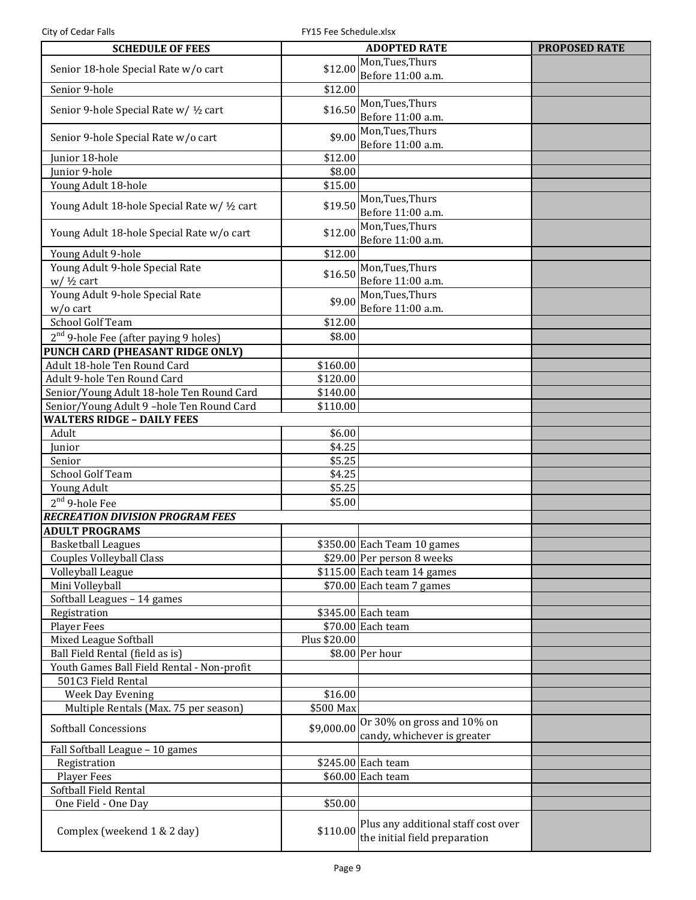| SCHEDULE OF FEES | ADOPTED RATE | | PROPOSED RATE |
|---|---|---|---|
| Senior 18-hole Special Rate w/o cart | $12.00 | Mon,Tues,Thurs Before 11:00 a.m. | |
| Senior 9-hole | $12.00 | | |
| Senior 9-hole Special Rate w/ ½ cart | $16.50 | Mon,Tues,Thurs Before 11:00 a.m. | |
| Senior 9-hole Special Rate w/o cart | $9.00 | Mon,Tues,Thurs Before 11:00 a.m. | |
| Junior 18-hole | $12.00 | | |
| Junior 9-hole | $8.00 | | |
| Young Adult 18-hole | $15.00 | | |
| Young Adult 18-hole Special Rate w/ ½ cart | $19.50 | Mon,Tues,Thurs Before 11:00 a.m. | |
| Young Adult 18-hole Special Rate w/o cart | $12.00 | Mon,Tues,Thurs Before 11:00 a.m. | |
| Young Adult 9-hole | $12.00 | | |
| Young Adult 9-hole Special Rate w/ ½ cart | $16.50 | Mon,Tues,Thurs Before 11:00 a.m. | |
| Young Adult 9-hole Special Rate w/o cart | $9.00 | Mon,Tues,Thurs Before 11:00 a.m. | |
| School Golf Team | $12.00 | | |
| 2nd 9-hole Fee (after paying 9 holes) | $8.00 | | |
| **PUNCH CARD (PHEASANT RIDGE ONLY)** | | | |
| Adult 18-hole Ten Round Card | $160.00 | | |
| Adult 9-hole Ten Round Card | $120.00 | | |
| Senior/Young Adult 18-hole Ten Round Card | $140.00 | | |
| Senior/Young Adult 9 –hole Ten Round Card | $110.00 | | |
| **WALTERS RIDGE – DAILY FEES** | | | |
| Adult | $6.00 | | |
| Junior | $4.25 | | |
| Senior | $5.25 | | |
| School Golf Team | $4.25 | | |
| Young Adult | $5.25 | | |
| 2nd 9-hole Fee | $5.00 | | |
| ***RECREATION DIVISION PROGRAM FEES*** | | | |
| **ADULT PROGRAMS** | | | |
| Basketball Leagues | $350.00 | Each Team 10 games | |
| Couples Volleyball Class | $29.00 | Per person 8 weeks | |
| Volleyball League | $115.00 | Each team 14 games | |
| Mini Volleyball | $70.00 | Each team 7 games | |
| Softball Leagues – 14 games | | | |
| Registration | $345.00 | Each team | |
| Player Fees | $70.00 | Each team | |
| Mixed League Softball | Plus $20.00 | | |
| Ball Field Rental (field as is) | $8.00 | Per hour | |
| Youth Games Ball Field Rental - Non-profit | | | |
| 501C3 Field Rental | | | |
| Week Day Evening | $16.00 | | |
| Multiple Rentals (Max. 75 per season) | $500 Max | | |
| Softball Concessions | $9,000.00 | Or 30% on gross and 10% on candy, whichever is greater | |
| Fall Softball League – 10 games | | | |
| Registration | $245.00 | Each team | |
| Player Fees | $60.00 | Each team | |
| Softball Field Rental | | | |
| One Field - One Day | $50.00 | | |
| Complex (weekend 1 & 2 day) | $110.00 | Plus any additional staff cost over the initial field preparation | |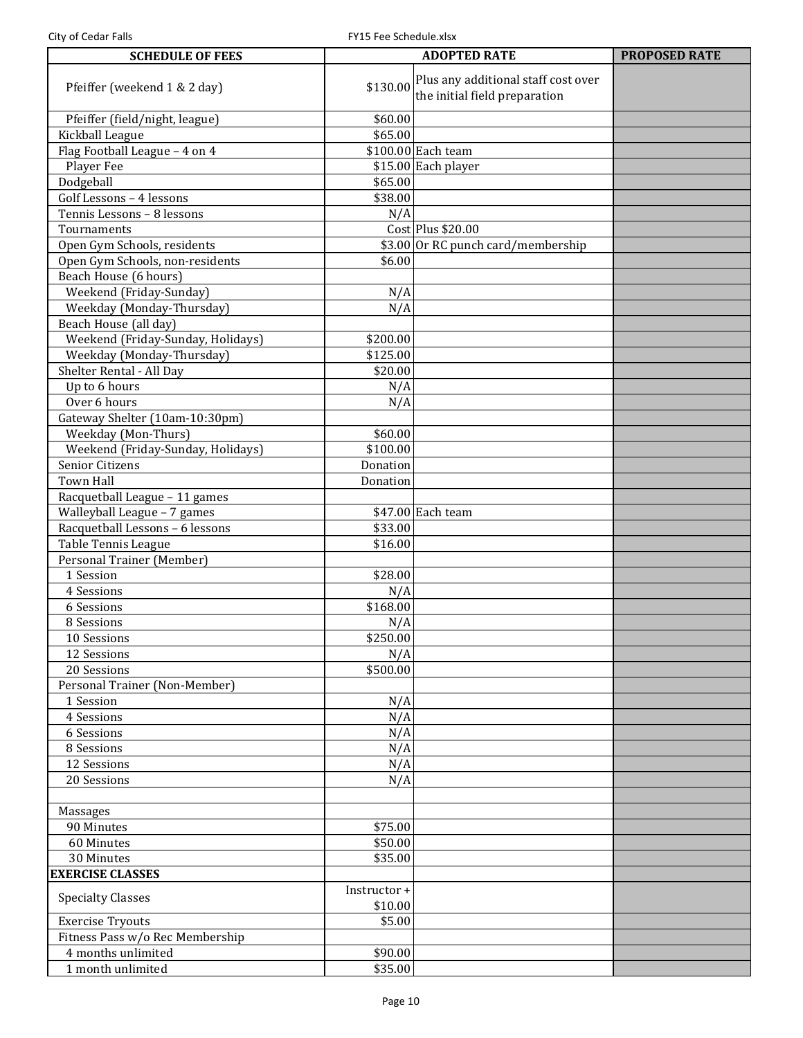| SCHEDULE OF FEES | ADOPTED RATE | | PROPOSED RATE |
|---|---|---|---|
| Pfeiffer (weekend 1 & 2 day) | $130.00 | Plus any additional staff cost over the initial field preparation | |
| Pfeiffer (field/night, league) | $60.00 | | |
| Kickball League | $65.00 | | |
| Flag Football League – 4 on 4 | $100.00 | Each team | |
| Player Fee | $15.00 | Each player | |
| Dodgeball | $65.00 | | |
| Golf Lessons – 4 lessons | $38.00 | | |
| Tennis Lessons – 8 lessons | N/A | | |
| Tournaments | Cost | Plus $20.00 | |
| Open Gym Schools, residents | $3.00 | Or RC punch card/membership | |
| Open Gym Schools, non-residents | $6.00 | | |
| Beach House (6 hours) | | | |
| Weekend (Friday-Sunday) | N/A | | |
| Weekday (Monday-Thursday) | N/A | | |
| Beach House (all day) | | | |
| Weekend (Friday-Sunday, Holidays) | $200.00 | | |
| Weekday (Monday-Thursday) | $125.00 | | |
| Shelter Rental - All Day | $20.00 | | |
| Up to 6 hours | N/A | | |
| Over 6 hours | N/A | | |
| Gateway Shelter (10am-10:30pm) | | | |
| Weekday (Mon-Thurs) | $60.00 | | |
| Weekend (Friday-Sunday, Holidays) | $100.00 | | |
| Senior Citizens | Donation | | |
| Town Hall | Donation | | |
| Racquetball League – 11 games | | | |
| Walleyball League – 7 games | $47.00 | Each team | |
| Racquetball Lessons – 6 lessons | $33.00 | | |
| Table Tennis League | $16.00 | | |
| Personal Trainer (Member) | | | |
| 1 Session | $28.00 | | |
| 4 Sessions | N/A | | |
| 6 Sessions | $168.00 | | |
| 8 Sessions | N/A | | |
| 10 Sessions | $250.00 | | |
| 12 Sessions | N/A | | |
| 20 Sessions | $500.00 | | |
| Personal Trainer (Non-Member) | | | |
| 1 Session | N/A | | |
| 4 Sessions | N/A | | |
| 6 Sessions | N/A | | |
| 8 Sessions | N/A | | |
| 12 Sessions | N/A | | |
| 20 Sessions | N/A | | |
| | | | |
| Massages | | | |
| 90 Minutes | $75.00 | | |
| 60 Minutes | $50.00 | | |
| 30 Minutes | $35.00 | | |
| **EXERCISE CLASSES** | | | |
| Specialty Classes | Instructor + $10.00 | | |
| Exercise Tryouts | $5.00 | | |
| Fitness Pass w/o Rec Membership | | | |
| 4 months unlimited | $90.00 | | |
| 1 month unlimited | $35.00 | | |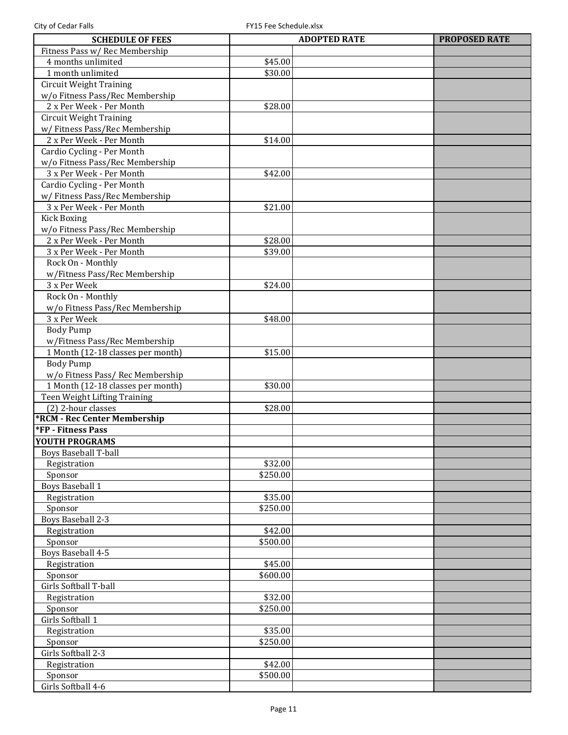| SCHEDULE OF FEES | ADOPTED RATE | | PROPOSED RATE |
|---|---|---|---|
| Fitness Pass w/ Rec Membership | | | |
| 4 months unlimited | $45.00 | | |
| 1 month unlimited | $30.00 | | |
| Circuit Weight Training w/o Fitness Pass/Rec Membership | | | |
| 2 x Per Week - Per Month | $28.00 | | |
| Circuit Weight Training w/ Fitness Pass/Rec Membership | | | |
| 2 x Per Week - Per Month | $14.00 | | |
| Cardio Cycling - Per Month w/o Fitness Pass/Rec Membership | | | |
| 3 x Per Week - Per Month | $42.00 | | |
| Cardio Cycling - Per Month w/ Fitness Pass/Rec Membership | | | |
| 3 x Per Week - Per Month | $21.00 | | |
| Kick Boxing w/o Fitness Pass/Rec Membership | | | |
| 2 x Per Week - Per Month | $28.00 | | |
| 3 x Per Week - Per Month | $39.00 | | |
| Rock On - Monthly w/Fitness Pass/Rec Membership | | | |
| 3 x Per Week | $24.00 | | |
| Rock On - Monthly w/o Fitness Pass/Rec Membership | | | |
| 3 x Per Week | $48.00 | | |
| Body Pump w/Fitness Pass/Rec Membership | | | |
| 1 Month (12-18 classes per month) | $15.00 | | |
| Body Pump w/o Fitness Pass/ Rec Membership | | | |
| 1 Month (12-18 classes per month) | $30.00 | | |
| Teen Weight Lifting Training | | | |
| (2) 2-hour classes | $28.00 | | |
| **\*RCM - Rec Center Membership** | | | |
| **\*FP - Fitness Pass** | | | |
| **YOUTH PROGRAMS** | | | |
| Boys Baseball T-ball | | | |
| Registration | $32.00 | | |
| Sponsor | $250.00 | | |
| Boys Baseball 1 | | | |
| Registration | $35.00 | | |
| Sponsor | $250.00 | | |
| Boys Baseball 2-3 | | | |
| Registration | $42.00 | | |
| Sponsor | $500.00 | | |
| Boys Baseball 4-5 | | | |
| Registration | $45.00 | | |
| Sponsor | $600.00 | | |
| Girls Softball T-ball | | | |
| Registration | $32.00 | | |
| Sponsor | $250.00 | | |
| Girls Softball 1 | | | |
| Registration | $35.00 | | |
| Sponsor | $250.00 | | |
| Girls Softball 2-3 | | | |
| Registration | $42.00 | | |
| Sponsor | $500.00 | | |
| Girls Softball 4-6 | | | |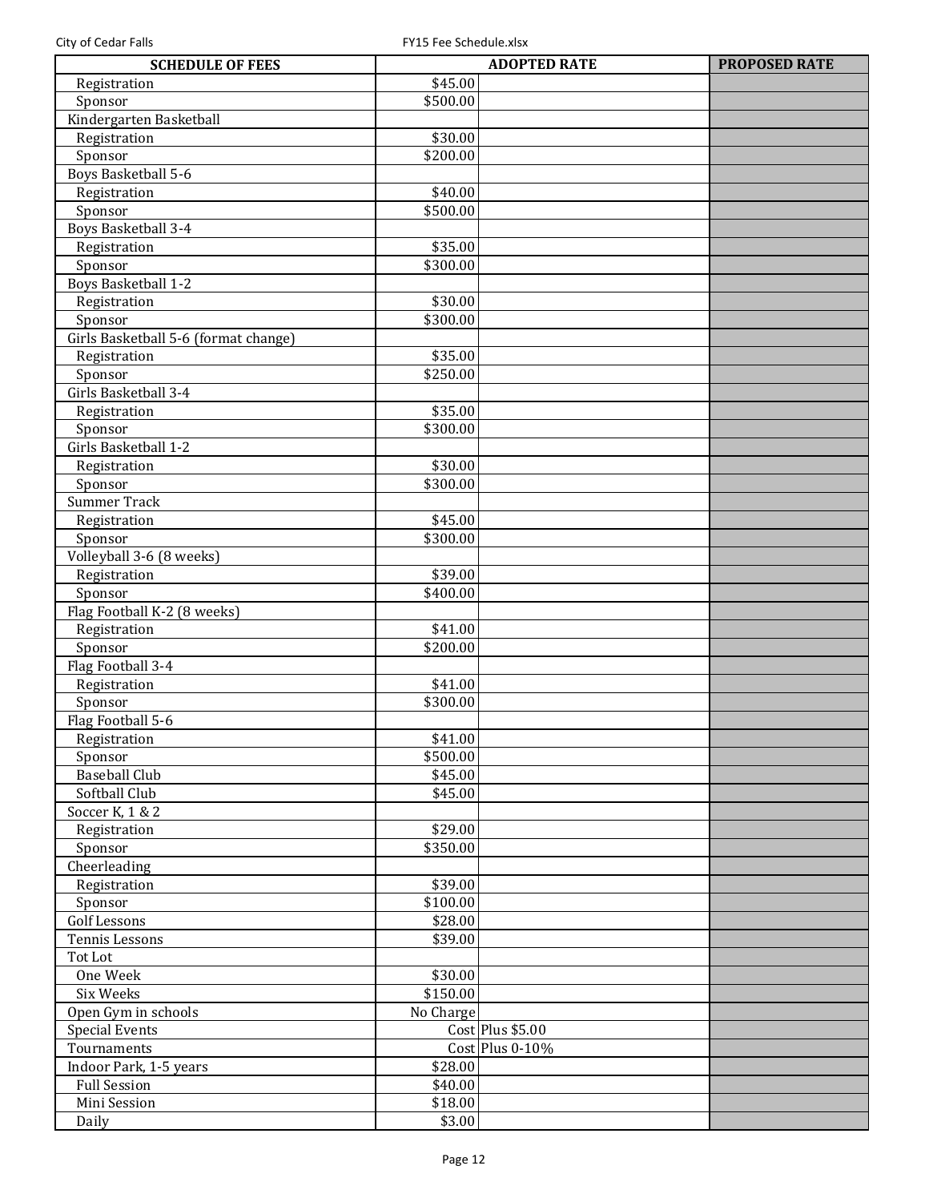| SCHEDULE OF FEES | ADOPTED RATE | | PROPOSED RATE |
|---|---|---|---|
| Registration | $45.00 | | |
| Sponsor | $500.00 | | |
| Kindergarten Basketball | | | |
| Registration | $30.00 | | |
| Sponsor | $200.00 | | |
| Boys Basketball 5-6 | | | |
| Registration | $40.00 | | |
| Sponsor | $500.00 | | |
| Boys Basketball 3-4 | | | |
| Registration | $35.00 | | |
| Sponsor | $300.00 | | |
| Boys Basketball 1-2 | | | |
| Registration | $30.00 | | |
| Sponsor | $300.00 | | |
| Girls Basketball 5-6 (format change) | | | |
| Registration | $35.00 | | |
| Sponsor | $250.00 | | |
| Girls Basketball 3-4 | | | |
| Registration | $35.00 | | |
| Sponsor | $300.00 | | |
| Girls Basketball 1-2 | | | |
| Registration | $30.00 | | |
| Sponsor | $300.00 | | |
| Summer Track | | | |
| Registration | $45.00 | | |
| Sponsor | $300.00 | | |
| Volleyball 3-6 (8 weeks) | | | |
| Registration | $39.00 | | |
| Sponsor | $400.00 | | |
| Flag Football K-2 (8 weeks) | | | |
| Registration | $41.00 | | |
| Sponsor | $200.00 | | |
| Flag Football 3-4 | | | |
| Registration | $41.00 | | |
| Sponsor | $300.00 | | |
| Flag Football 5-6 | | | |
| Registration | $41.00 | | |
| Sponsor | $500.00 | | |
| Baseball Club | $45.00 | | |
| Softball Club | $45.00 | | |
| Soccer K, 1 & 2 | | | |
| Registration | $29.00 | | |
| Sponsor | $350.00 | | |
| Cheerleading | | | |
| Registration | $39.00 | | |
| Sponsor | $100.00 | | |
| Golf Lessons | $28.00 | | |
| Tennis Lessons | $39.00 | | |
| Tot Lot | | | |
| One Week | $30.00 | | |
| Six Weeks | $150.00 | | |
| Open Gym in schools | No Charge | | |
| Special Events | Cost | Plus $5.00 | |
| Tournaments | Cost | Plus 0-10% | |
| Indoor Park, 1-5 years | $28.00 | | |
| Full Session | $40.00 | | |
| Mini Session | $18.00 | | |
| Daily | $3.00 | | |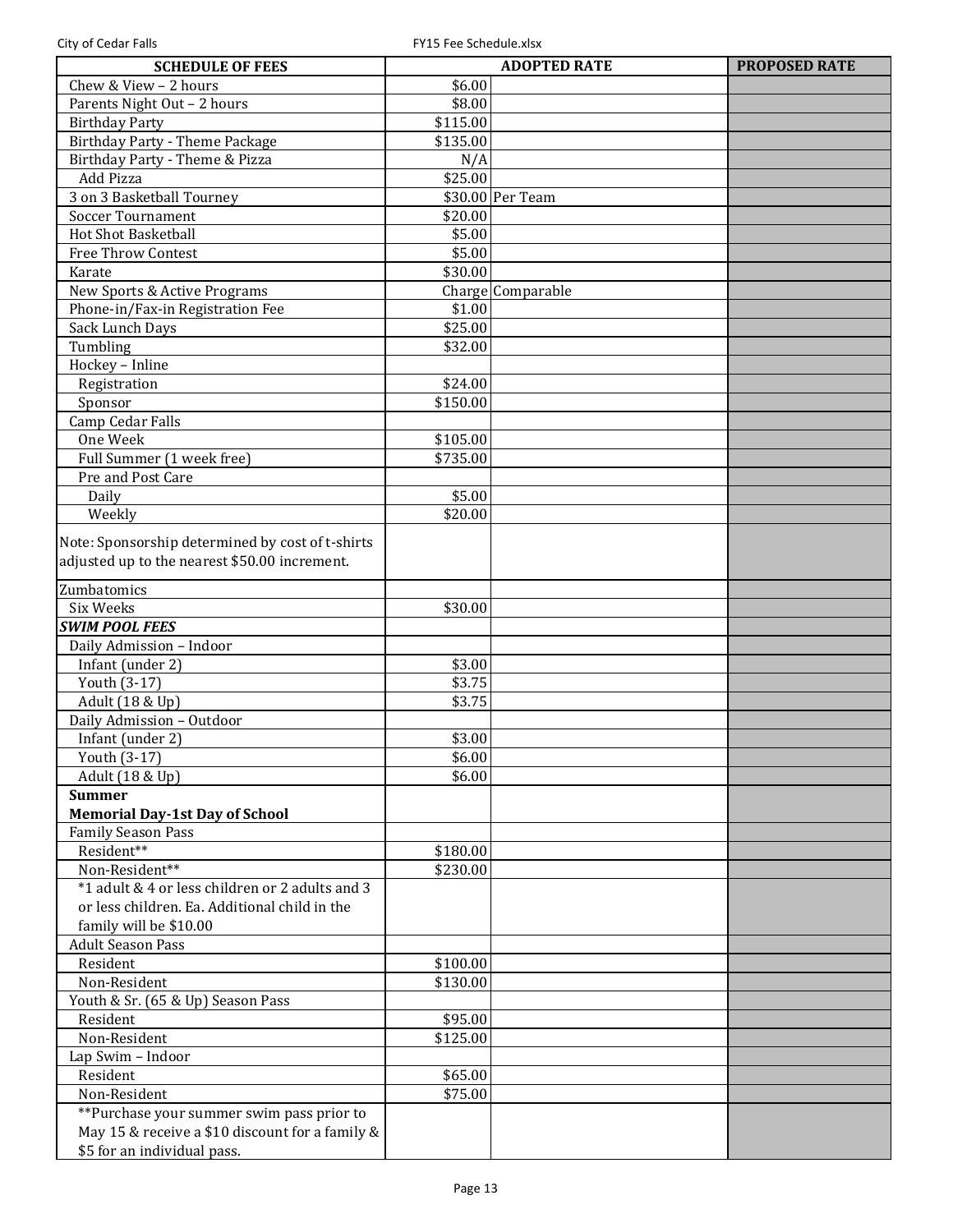| SCHEDULE OF FEES | ADOPTED RATE | | PROPOSED RATE |
|---|---|---|---|
| Chew & View – 2 hours | $6.00 | | |
| Parents Night Out – 2 hours | $8.00 | | |
| Birthday Party | $115.00 | | |
| Birthday Party - Theme Package | $135.00 | | |
| Birthday Party - Theme & Pizza | N/A | | |
| Add Pizza | $25.00 | | |
| 3 on 3 Basketball Tourney | $30.00 | Per Team | |
| Soccer Tournament | $20.00 | | |
| Hot Shot Basketball | $5.00 | | |
| Free Throw Contest | $5.00 | | |
| Karate | $30.00 | | |
| New Sports & Active Programs | Charge | Comparable | |
| Phone-in/Fax-in Registration Fee | $1.00 | | |
| Sack Lunch Days | $25.00 | | |
| Tumbling | $32.00 | | |
| Hockey – Inline | | | |
| Registration | $24.00 | | |
| Sponsor | $150.00 | | |
| Camp Cedar Falls | | | |
| One Week | $105.00 | | |
| Full Summer (1 week free) | $735.00 | | |
| Pre and Post Care | | | |
| Daily | $5.00 | | |
| Weekly | $20.00 | | |
| Note: Sponsorship determined by cost of t-shirts adjusted up to the nearest $50.00 increment. | | | |
| Zumbatomics | | | |
| Six Weeks | $30.00 | | |
| ***SWIM POOL FEES*** | | | |
| Daily Admission – Indoor | | | |
| Infant (under 2) | $3.00 | | |
| Youth (3-17) | $3.75 | | |
| Adult (18 & Up) | $3.75 | | |
| Daily Admission – Outdoor | | | |
| Infant (under 2) | $3.00 | | |
| Youth (3-17) | $6.00 | | |
| Adult (18 & Up) | $6.00 | | |
| **Summer Memorial Day-1st Day of School** | | | |
| Family Season Pass | | | |
| Resident** | $180.00 | | |
| Non-Resident** | $230.00 | | |
| *1 adult & 4 or less children or 2 adults and 3 or less children. Ea. Additional child in the family will be $10.00 | | | |
| Adult Season Pass | | | |
| Resident | $100.00 | | |
| Non-Resident | $130.00 | | |
| Youth & Sr. (65 & Up) Season Pass | | | |
| Resident | $95.00 | | |
| Non-Resident | $125.00 | | |
| Lap Swim – Indoor | | | |
| Resident | $65.00 | | |
| Non-Resident | $75.00 | | |
| **Purchase your summer swim pass prior to May 15 & receive a $10 discount for a family & $5 for an individual pass. | | | |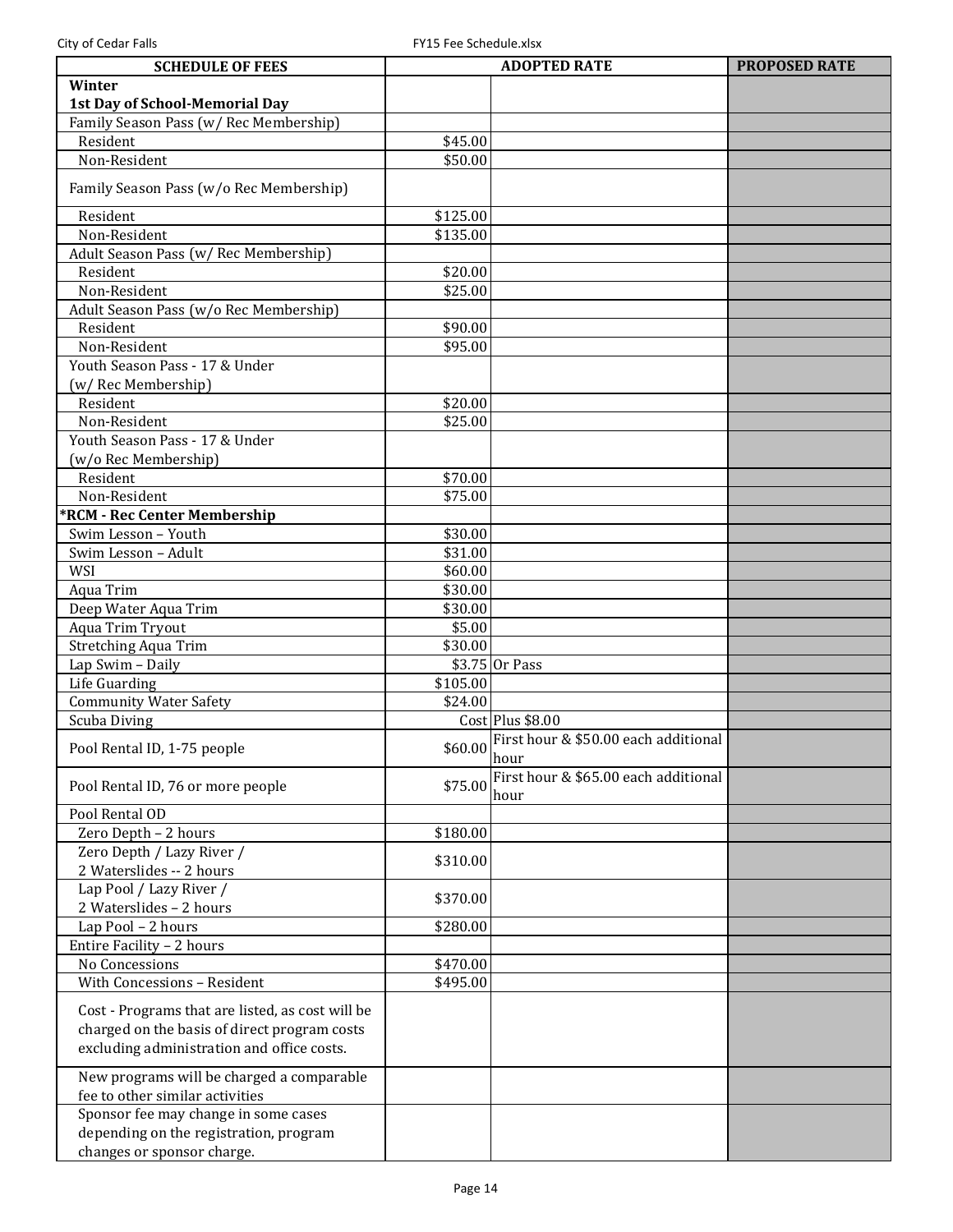| SCHEDULE OF FEES | ADOPTED RATE | | PROPOSED RATE |
|---|---|---|---|
| **Winter**<br>**1st Day of School-Memorial Day** | | | |
| Family Season Pass (w/ Rec Membership) | | | |
| Resident | $45.00 | | |
| Non-Resident | $50.00 | | |
| Family Season Pass (w/o Rec Membership) | | | |
| Resident | $125.00 | | |
| Non-Resident | $135.00 | | |
| Adult Season Pass (w/ Rec Membership) | | | |
| Resident | $20.00 | | |
| Non-Resident | $25.00 | | |
| Adult Season Pass (w/o Rec Membership) | | | |
| Resident | $90.00 | | |
| Non-Resident | $95.00 | | |
| Youth Season Pass - 17 & Under (w/ Rec Membership) | | | |
| Resident | $20.00 | | |
| Non-Resident | $25.00 | | |
| Youth Season Pass - 17 & Under (w/o Rec Membership) | | | |
| Resident | $70.00 | | |
| Non-Resident | $75.00 | | |
| ***RCM - Rec Center Membership** | | | |
| Swim Lesson – Youth | $30.00 | | |
| Swim Lesson – Adult | $31.00 | | |
| WSI | $60.00 | | |
| Aqua Trim | $30.00 | | |
| Deep Water Aqua Trim | $30.00 | | |
| Aqua Trim Tryout | $5.00 | | |
| Stretching Aqua Trim | $30.00 | | |
| Lap Swim – Daily | $3.75 | Or Pass | |
| Life Guarding | $105.00 | | |
| Community Water Safety | $24.00 | | |
| Scuba Diving | Cost | Plus $8.00 | |
| Pool Rental ID, 1-75 people | $60.00 | First hour & $50.00 each additional hour | |
| Pool Rental ID, 76 or more people | $75.00 | First hour & $65.00 each additional hour | |
| Pool Rental OD | | | |
| Zero Depth – 2 hours | $180.00 | | |
| Zero Depth / Lazy River / 2 Waterslides -- 2 hours | $310.00 | | |
| Lap Pool / Lazy River / 2 Waterslides – 2 hours | $370.00 | | |
| Lap Pool – 2 hours | $280.00 | | |
| Entire Facility – 2 hours | | | |
| No Concessions | $470.00 | | |
| With Concessions – Resident | $495.00 | | |
| Cost - Programs that are listed, as cost will be charged on the basis of direct program costs excluding administration and office costs. | | | |
| New programs will be charged a comparable fee to other similar activities | | | |
| Sponsor fee may change in some cases depending on the registration, program changes or sponsor charge. | | | |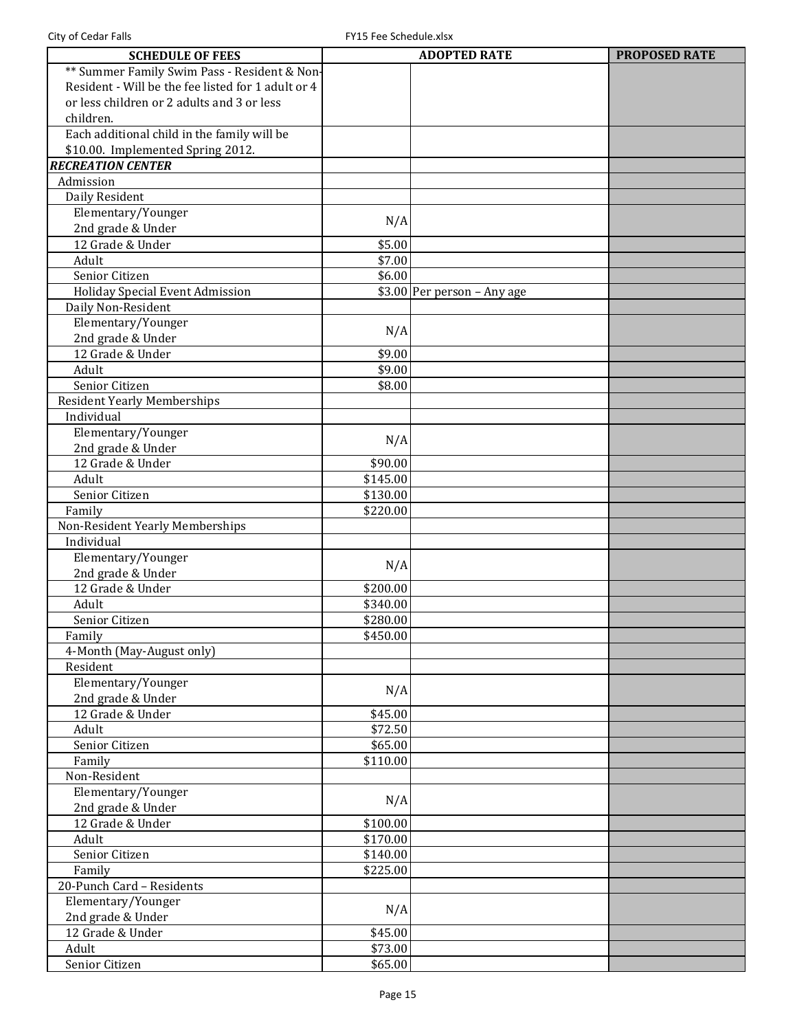| SCHEDULE OF FEES | ADOPTED RATE | | PROPOSED RATE |
|---|---|---|---|
| ** Summer Family Swim Pass - Resident & Non-Resident - Will be the fee listed for 1 adult or 4 or less children or 2 adults and 3 or less children. | | | |
| Each additional child in the family will be $10.00. Implemented Spring 2012. | | | |
| ***RECREATION CENTER*** | | | |
| Admission | | | |
| Daily Resident | | | |
| Elementary/Younger 2nd grade & Under | N/A | | |
| 12 Grade & Under | $5.00 | | |
| Adult | $7.00 | | |
| Senior Citizen | $6.00 | | |
| Holiday Special Event Admission | $3.00 | Per person – Any age | |
| Daily Non-Resident | | | |
| Elementary/Younger 2nd grade & Under | N/A | | |
| 12 Grade & Under | $9.00 | | |
| Adult | $9.00 | | |
| Senior Citizen | $8.00 | | |
| Resident Yearly Memberships | | | |
| Individual | | | |
| Elementary/Younger 2nd grade & Under | N/A | | |
| 12 Grade & Under | $90.00 | | |
| Adult | $145.00 | | |
| Senior Citizen | $130.00 | | |
| Family | $220.00 | | |
| Non-Resident Yearly Memberships | | | |
| Individual | | | |
| Elementary/Younger 2nd grade & Under | N/A | | |
| 12 Grade & Under | $200.00 | | |
| Adult | $340.00 | | |
| Senior Citizen | $280.00 | | |
| Family | $450.00 | | |
| 4-Month (May-August only) | | | |
| Resident | | | |
| Elementary/Younger 2nd grade & Under | N/A | | |
| 12 Grade & Under | $45.00 | | |
| Adult | $72.50 | | |
| Senior Citizen | $65.00 | | |
| Family | $110.00 | | |
| Non-Resident | | | |
| Elementary/Younger 2nd grade & Under | N/A | | |
| 12 Grade & Under | $100.00 | | |
| Adult | $170.00 | | |
| Senior Citizen | $140.00 | | |
| Family | $225.00 | | |
| 20-Punch Card – Residents | | | |
| Elementary/Younger 2nd grade & Under | N/A | | |
| 12 Grade & Under | $45.00 | | |
| Adult | $73.00 | | |
| Senior Citizen | $65.00 | | |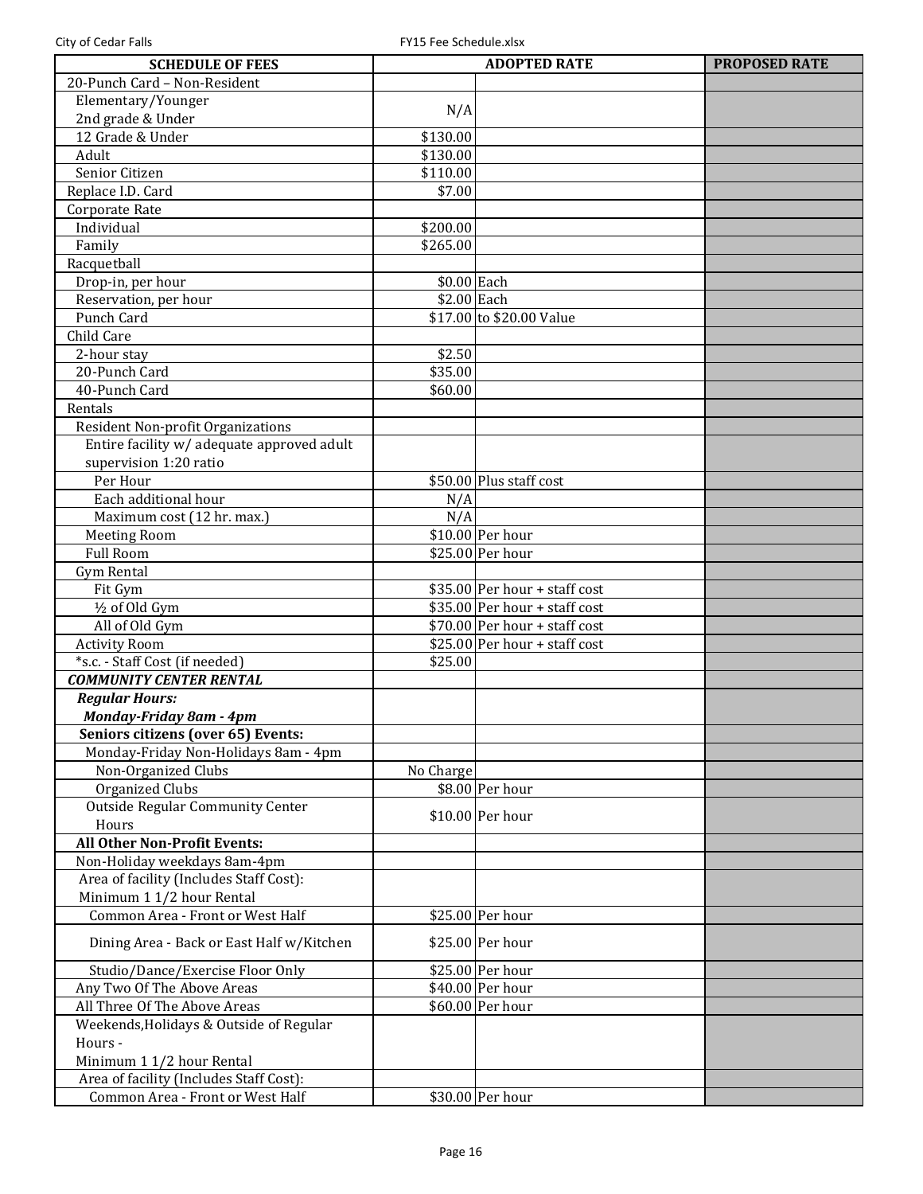| SCHEDULE OF FEES | ADOPTED RATE | | PROPOSED RATE |
|---|---|---|---|
| 20-Punch Card – Non-Resident | | | |
| Elementary/Younger 2nd grade & Under | N/A | | |
| 12 Grade & Under | $130.00 | | |
| Adult | $130.00 | | |
| Senior Citizen | $110.00 | | |
| Replace I.D. Card | $7.00 | | |
| Corporate Rate | | | |
| Individual | $200.00 | | |
| Family | $265.00 | | |
| Racquetball | | | |
| Drop-in, per hour | $0.00 | Each | |
| Reservation, per hour | $2.00 | Each | |
| Punch Card | $17.00 | to $20.00 Value | |
| Child Care | | | |
| 2-hour stay | $2.50 | | |
| 20-Punch Card | $35.00 | | |
| 40-Punch Card | $60.00 | | |
| Rentals | | | |
| Resident Non-profit Organizations | | | |
| Entire facility w/ adequate approved adult supervision 1:20 ratio | | | |
| Per Hour | $50.00 | Plus staff cost | |
| Each additional hour | N/A | | |
| Maximum cost (12 hr. max.) | N/A | | |
| Meeting Room | $10.00 | Per hour | |
| Full Room | $25.00 | Per hour | |
| Gym Rental | | | |
| Fit Gym | $35.00 | Per hour + staff cost | |
| ½ of Old Gym | $35.00 | Per hour + staff cost | |
| All of Old Gym | $70.00 | Per hour + staff cost | |
| Activity Room | $25.00 | Per hour + staff cost | |
| *s.c. - Staff Cost (if needed) | $25.00 | | |
| ***COMMUNITY CENTER RENTAL*** | | | |
| ***Regular Hours: Monday-Friday 8am - 4pm*** | | | |
| **Seniors citizens (over 65) Events:** | | | |
| Monday-Friday Non-Holidays 8am - 4pm | | | |
| Non-Organized Clubs | No Charge | | |
| Organized Clubs | $8.00 | Per hour | |
| Outside Regular Community Center Hours | $10.00 | Per hour | |
| **All Other Non-Profit Events:** | | | |
| Non-Holiday weekdays 8am-4pm | | | |
| Area of facility (Includes Staff Cost): Minimum 1 1/2 hour Rental | | | |
| Common Area - Front or West Half | $25.00 | Per hour | |
| Dining Area - Back or East Half w/Kitchen | $25.00 | Per hour | |
| Studio/Dance/Exercise Floor Only | $25.00 | Per hour | |
| Any Two Of The Above Areas | $40.00 | Per hour | |
| All Three Of The Above Areas | $60.00 | Per hour | |
| Weekends,Holidays & Outside of Regular Hours - Minimum 1 1/2 hour Rental | | | |
| Area of facility (Includes Staff Cost): | | | |
| Common Area - Front or West Half | $30.00 | Per hour | |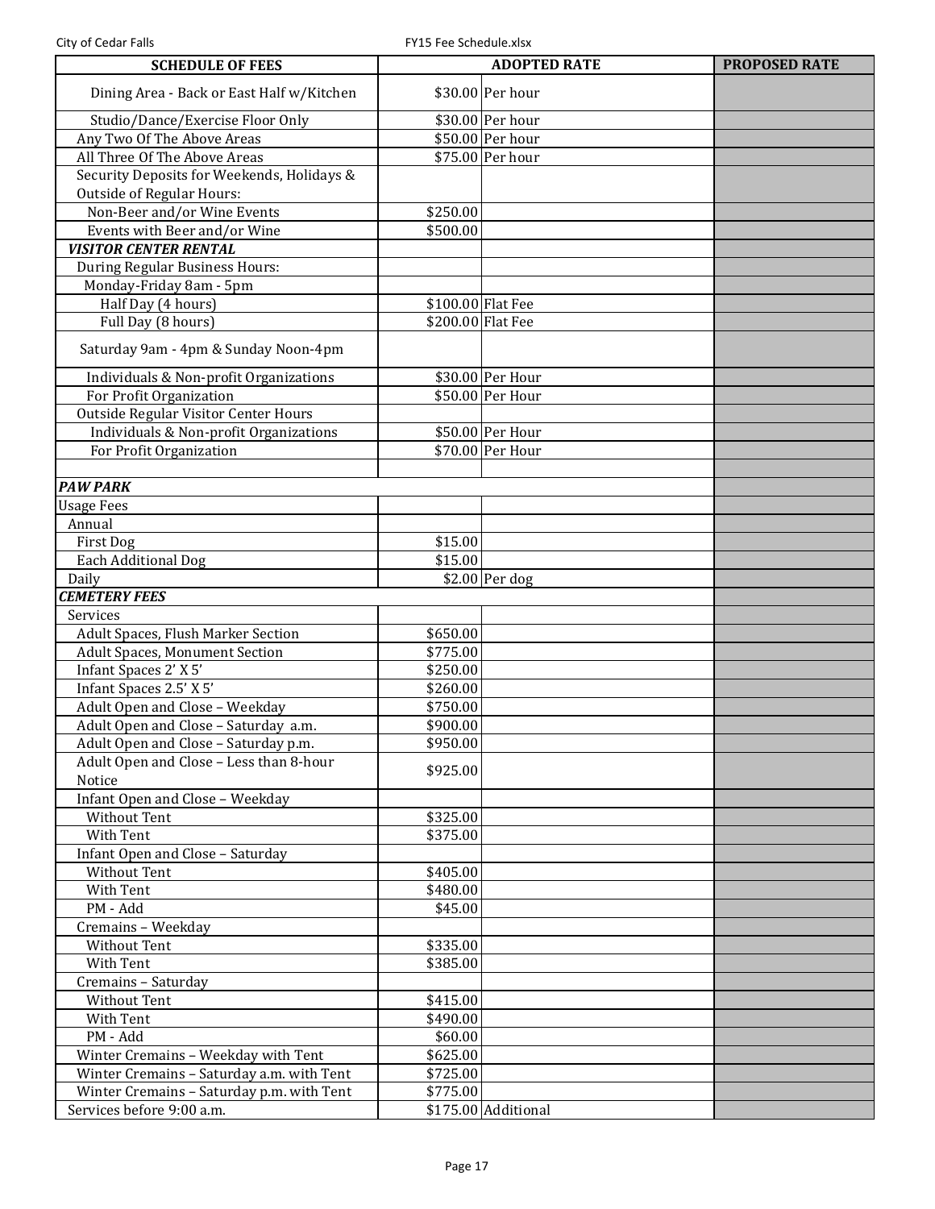| SCHEDULE OF FEES | ADOPTED RATE | | PROPOSED RATE |
|---|---|---|---|
| Dining Area - Back or East Half w/Kitchen | $30.00 | Per hour | |
| Studio/Dance/Exercise Floor Only | $30.00 | Per hour | |
| Any Two Of The Above Areas | $50.00 | Per hour | |
| All Three Of The Above Areas | $75.00 | Per hour | |
| Security Deposits for Weekends, Holidays & Outside of Regular Hours: | | | |
| Non-Beer and/or Wine Events | $250.00 | | |
| Events with Beer and/or Wine | $500.00 | | |
| ***VISITOR CENTER RENTAL*** | | | |
| During Regular Business Hours: | | | |
| Monday-Friday 8am - 5pm | | | |
| Half Day (4 hours) | $100.00 | Flat Fee | |
| Full Day (8 hours) | $200.00 | Flat Fee | |
| Saturday 9am - 4pm & Sunday Noon-4pm | | | |
| Individuals & Non-profit Organizations | $30.00 | Per Hour | |
| For Profit Organization | $50.00 | Per Hour | |
| Outside Regular Visitor Center Hours | | | |
| Individuals & Non-profit Organizations | $50.00 | Per Hour | |
| For Profit Organization | $70.00 | Per Hour | |
| | | | |
| ***PAW PARK*** | | | |
| Usage Fees | | | |
| Annual | | | |
| First Dog | $15.00 | | |
| Each Additional Dog | $15.00 | | |
| Daily | $2.00 | Per dog | |
| ***CEMETERY FEES*** | | | |
| Services | | | |
| Adult Spaces, Flush Marker Section | $650.00 | | |
| Adult Spaces, Monument Section | $775.00 | | |
| Infant Spaces 2' X 5' | $250.00 | | |
| Infant Spaces 2.5' X 5' | $260.00 | | |
| Adult Open and Close – Weekday | $750.00 | | |
| Adult Open and Close – Saturday a.m. | $900.00 | | |
| Adult Open and Close – Saturday p.m. | $950.00 | | |
| Adult Open and Close – Less than 8-hour Notice | $925.00 | | |
| Infant Open and Close – Weekday | | | |
| Without Tent | $325.00 | | |
| With Tent | $375.00 | | |
| Infant Open and Close – Saturday | | | |
| Without Tent | $405.00 | | |
| With Tent | $480.00 | | |
| PM - Add | $45.00 | | |
| Cremains – Weekday | | | |
| Without Tent | $335.00 | | |
| With Tent | $385.00 | | |
| Cremains – Saturday | | | |
| Without Tent | $415.00 | | |
| With Tent | $490.00 | | |
| PM - Add | $60.00 | | |
| Winter Cremains – Weekday with Tent | $625.00 | | |
| Winter Cremains – Saturday a.m. with Tent | $725.00 | | |
| Winter Cremains – Saturday p.m. with Tent | $775.00 | | |
| Services before 9:00 a.m. | $175.00 | Additional | |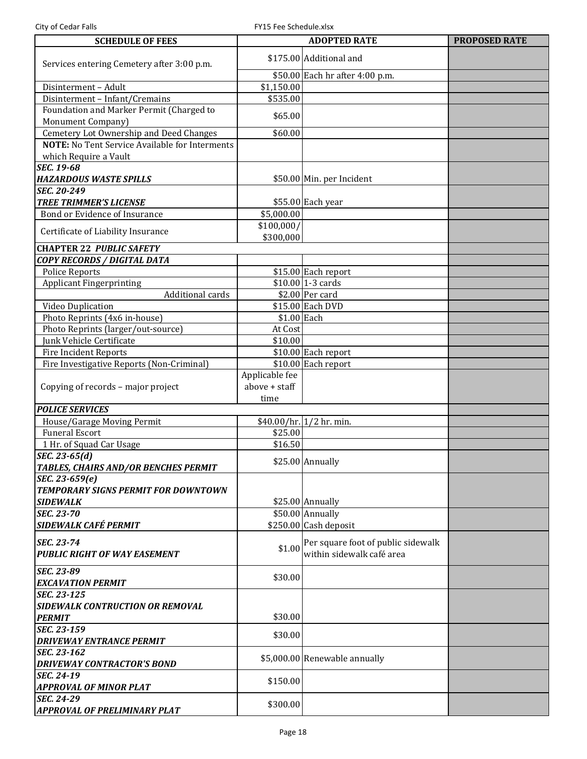| SCHEDULE OF FEES | ADOPTED RATE | | PROPOSED RATE |
|---|---|---|---|
| Services entering Cemetery after 3:00 p.m. | $175.00 | Additional and | |
| | $50.00 | Each hr after 4:00 p.m. | |
| Disinterment – Adult | $1,150.00 | | |
| Disinterment – Infant/Cremains | $535.00 | | |
| Foundation and Marker Permit (Charged to Monument Company) | $65.00 | | |
| Cemetery Lot Ownership and Deed Changes | $60.00 | | |
| **NOTE:** No Tent Service Available for Interments which Require a Vault | | | |
| ***SEC. 19-68 HAZARDOUS WASTE SPILLS*** | $50.00 | Min. per Incident | |
| ***SEC. 20-249 TREE TRIMMER'S LICENSE*** | $55.00 | Each year | |
| Bond or Evidence of Insurance | $5,000.00 | | |
| Certificate of Liability Insurance | $100,000/ $300,000 | | |
| **CHAPTER 22 *PUBLIC SAFETY*** | | | |
| ***COPY RECORDS / DIGITAL DATA*** | | | |
| Police Reports | $15.00 | Each report | |
| Applicant Fingerprinting | $10.00 | 1-3 cards | |
| Additional cards | $2.00 | Per card | |
| Video Duplication | $15.00 | Each DVD | |
| Photo Reprints (4x6 in-house) | $1.00 | Each | |
| Photo Reprints (larger/out-source) | At Cost | | |
| Junk Vehicle Certificate | $10.00 | | |
| Fire Incident Reports | $10.00 | Each report | |
| Fire Investigative Reports (Non-Criminal) | $10.00 | Each report | |
| Copying of records – major project | Applicable fee above + staff time | | |
| ***POLICE SERVICES*** | | | |
| House/Garage Moving Permit | $40.00/hr. | 1/2 hr. min. | |
| Funeral Escort | $25.00 | | |
| 1 Hr. of Squad Car Usage | $16.50 | | |
| ***SEC. 23-65(d) TABLES, CHAIRS AND/OR BENCHES PERMIT*** | $25.00 | Annually | |
| ***SEC. 23-659(e) TEMPORARY SIGNS PERMIT FOR DOWNTOWN SIDEWALK*** | $25.00 | Annually | |
| ***SEC. 23-70 SIDEWALK CAFÉ PERMIT*** | $50.00 | Annually | |
| | $250.00 | Cash deposit | |
| ***SEC. 23-74 PUBLIC RIGHT OF WAY EASEMENT*** | $1.00 | Per square foot of public sidewalk within sidewalk café area | |
| ***SEC. 23-89 EXCAVATION PERMIT*** | $30.00 | | |
| ***SEC. 23-125 SIDEWALK CONTRUCTION OR REMOVAL PERMIT*** | $30.00 | | |
| ***SEC. 23-159 DRIVEWAY ENTRANCE PERMIT*** | $30.00 | | |
| ***SEC. 23-162 DRIVEWAY CONTRACTOR'S BOND*** | $5,000.00 | Renewable annually | |
| ***SEC. 24-19 APPROVAL OF MINOR PLAT*** | $150.00 | | |
| ***SEC. 24-29 APPROVAL OF PRELIMINARY PLAT*** | $300.00 | | |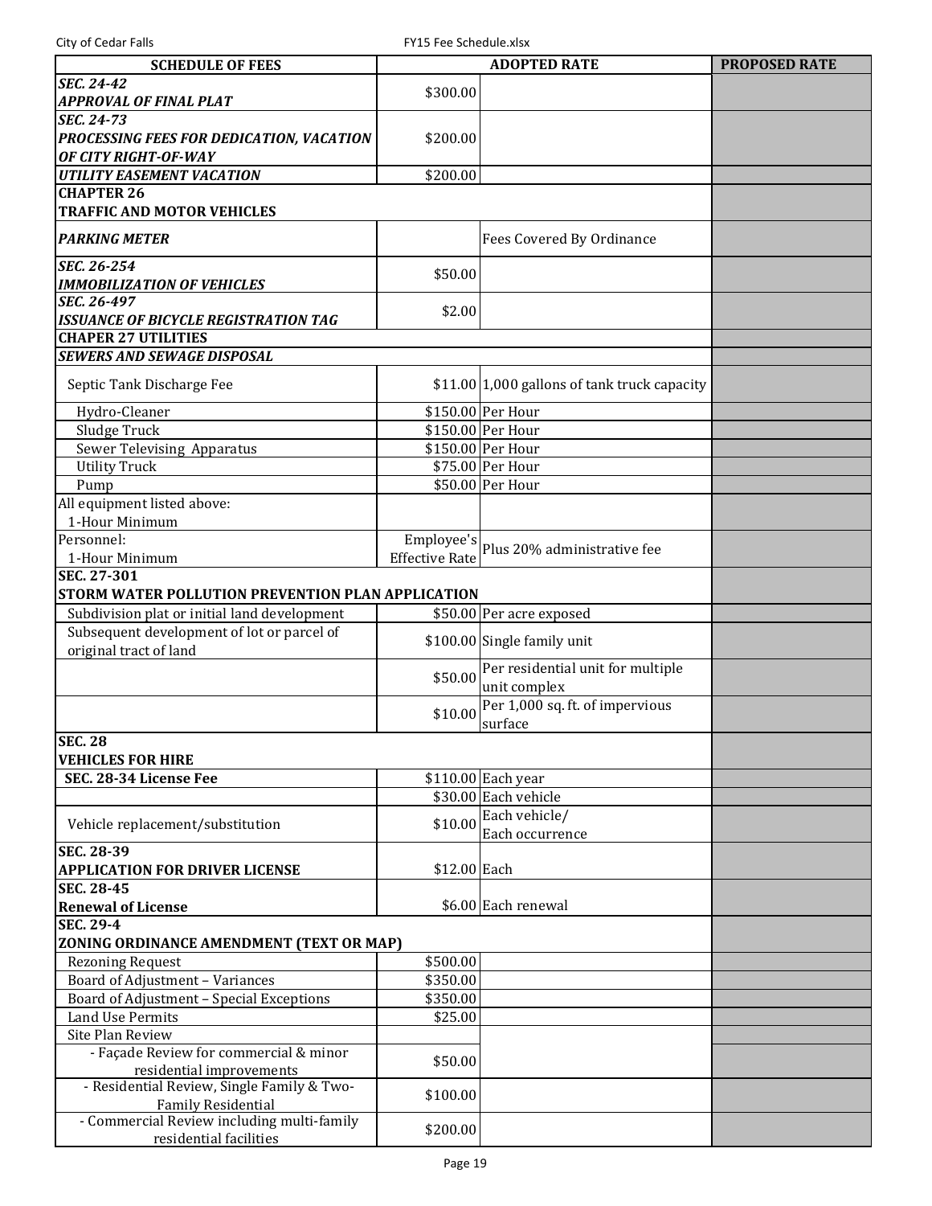| SCHEDULE OF FEES | ADOPTED RATE | | PROPOSED RATE |
|---|---|---|---|
| ***SEC. 24-42*** ***APPROVAL OF FINAL PLAT*** | $300.00 | | |
| ***SEC. 24-73*** ***PROCESSING FEES FOR DEDICATION, VACATION OF CITY RIGHT-OF-WAY*** | $200.00 | | |
| ***UTILITY EASEMENT VACATION*** | $200.00 | | |
| **CHAPTER 26** **TRAFFIC AND MOTOR VEHICLES** | | | |
| ***PARKING METER*** | | Fees Covered By Ordinance | |
| ***SEC. 26-254*** ***IMMOBILIZATION OF VEHICLES*** | $50.00 | | |
| ***SEC. 26-497*** ***ISSUANCE OF BICYCLE REGISTRATION TAG*** | $2.00 | | |
| **CHAPER 27 UTILITIES** | | | |
| ***SEWERS AND SEWAGE DISPOSAL*** | | | |
| Septic Tank Discharge Fee | $11.00 | 1,000 gallons of tank truck capacity | |
| Hydro-Cleaner | $150.00 | Per Hour | |
| Sludge Truck | $150.00 | Per Hour | |
| Sewer Televising Apparatus | $150.00 | Per Hour | |
| Utility Truck | $75.00 | Per Hour | |
| Pump | $50.00 | Per Hour | |
| All equipment listed above: 1-Hour Minimum | | | |
| Personnel: 1-Hour Minimum | Employee's Effective Rate | Plus 20% administrative fee | |
| **SEC. 27-301** **STORM WATER POLLUTION PREVENTION PLAN APPLICATION** | | | |
| Subdivision plat or initial land development | $50.00 | Per acre exposed | |
| Subsequent development of lot or parcel of original tract of land | $100.00 | Single family unit | |
| | $50.00 | Per residential unit for multiple unit complex | |
| | $10.00 | Per 1,000 sq. ft. of impervious surface | |
| **SEC. 28** **VEHICLES FOR HIRE** | | | |
| **SEC. 28-34 License Fee** | $110.00 | Each year | |
| | $30.00 | Each vehicle | |
| Vehicle replacement/substitution | $10.00 | Each vehicle/ Each occurrence | |
| **SEC. 28-39** **APPLICATION FOR DRIVER LICENSE** | $12.00 | Each | |
| **SEC. 28-45** **Renewal of License** | $6.00 | Each renewal | |
| **SEC. 29-4** **ZONING ORDINANCE AMENDMENT (TEXT OR MAP)** | | | |
| Rezoning Request | $500.00 | | |
| Board of Adjustment – Variances | $350.00 | | |
| Board of Adjustment – Special Exceptions | $350.00 | | |
| Land Use Permits | $25.00 | | |
| Site Plan Review | | | |
| - Façade Review for commercial & minor residential improvements | $50.00 | | |
| - Residential Review, Single Family & Two-Family Residential | $100.00 | | |
| - Commercial Review including multi-family residential facilities | $200.00 | | |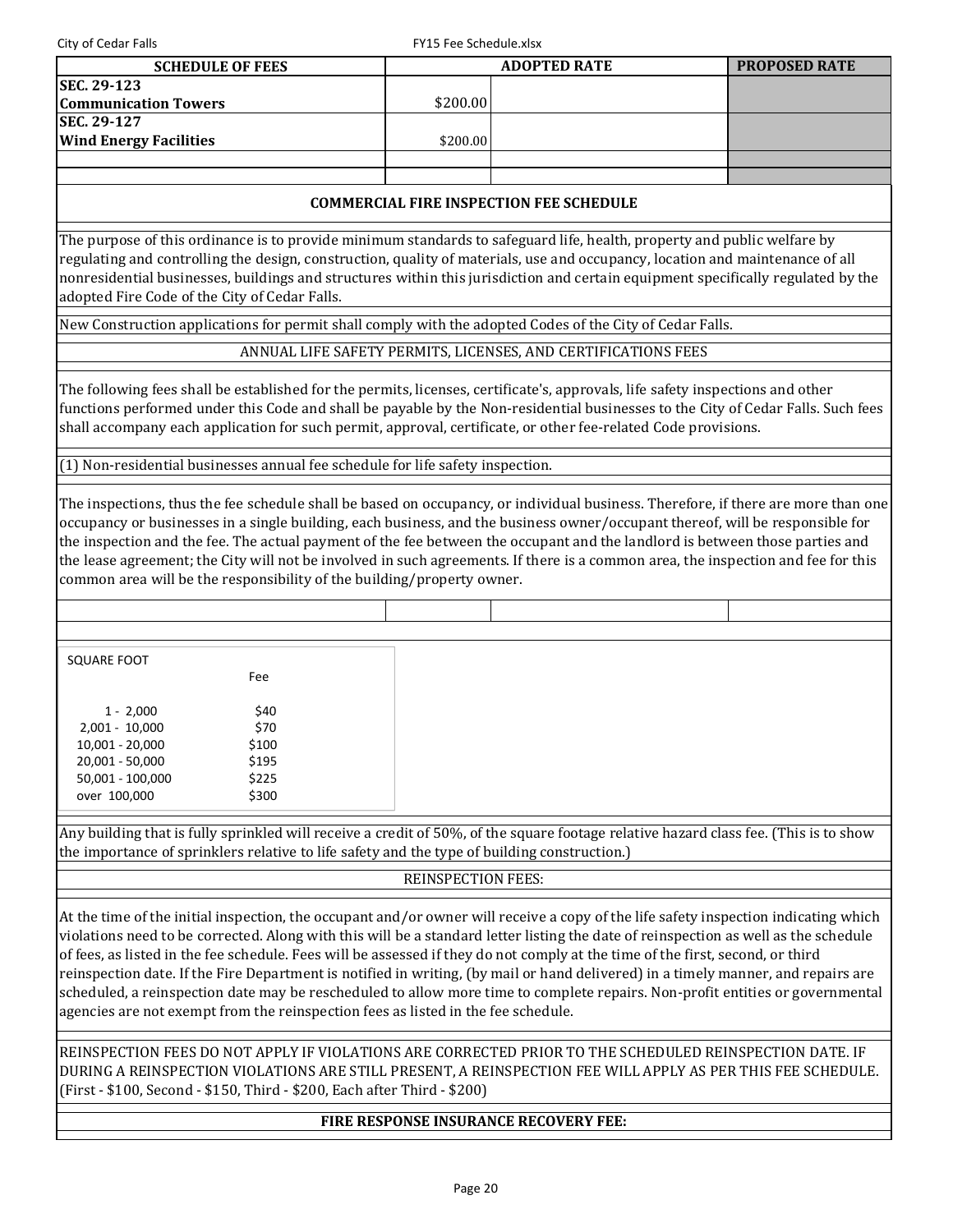| SCHEDULE OF FEES | ADOPTED RATE | | PROPOSED RATE |
|---|---|---|---|
| **SEC. 29-123**<br>**Communication Towers** | $200.00 | | |
| **SEC. 29-127**<br>**Wind Energy Facilities** | $200.00 | | |

**COMMERCIAL FIRE INSPECTION FEE SCHEDULE**

The purpose of this ordinance is to provide minimum standards to safeguard life, health, property and public welfare by regulating and controlling the design, construction, quality of materials, use and occupancy, location and maintenance of all nonresidential businesses, buildings and structures within this jurisdiction and certain equipment specifically regulated by the adopted Fire Code of the City of Cedar Falls.

New Construction applications for permit shall comply with the adopted Codes of the City of Cedar Falls.

ANNUAL LIFE SAFETY PERMITS, LICENSES, AND CERTIFICATIONS FEES

The following fees shall be established for the permits, licenses, certificate's, approvals, life safety inspections and other functions performed under this Code and shall be payable by the Non-residential businesses to the City of Cedar Falls. Such fees shall accompany each application for such permit, approval, certificate, or other fee-related Code provisions.

(1) Non-residential businesses annual fee schedule for life safety inspection.

The inspections, thus the fee schedule shall be based on occupancy, or individual business. Therefore, if there are more than one occupancy or businesses in a single building, each business, and the business owner/occupant thereof, will be responsible for the inspection and the fee. The actual payment of the fee between the occupant and the landlord is between those parties and the lease agreement; the City will not be involved in such agreements. If there is a common area, the inspection and fee for this common area will be the responsibility of the building/property owner.

| SQUARE FOOT | Fee |
|---|---|
| 1 - 2,000 | $40 |
| 2,001 - 10,000 | $70 |
| 10,001 - 20,000 | $100 |
| 20,001 - 50,000 | $195 |
| 50,001 - 100,000 | $225 |
| over 100,000 | $300 |

Any building that is fully sprinkled will receive a credit of 50%, of the square footage relative hazard class fee. (This is to show the importance of sprinklers relative to life safety and the type of building construction.)

REINSPECTION FEES:

At the time of the initial inspection, the occupant and/or owner will receive a copy of the life safety inspection indicating which violations need to be corrected. Along with this will be a standard letter listing the date of reinspection as well as the schedule of fees, as listed in the fee schedule. Fees will be assessed if they do not comply at the time of the first, second, or third reinspection date. If the Fire Department is notified in writing, (by mail or hand delivered) in a timely manner, and repairs are scheduled, a reinspection date may be rescheduled to allow more time to complete repairs. Non-profit entities or governmental agencies are not exempt from the reinspection fees as listed in the fee schedule.

REINSPECTION FEES DO NOT APPLY IF VIOLATIONS ARE CORRECTED PRIOR TO THE SCHEDULED REINSPECTION DATE. IF DURING A REINSPECTION VIOLATIONS ARE STILL PRESENT, A REINSPECTION FEE WILL APPLY AS PER THIS FEE SCHEDULE. (First - $100, Second - $150, Third - $200, Each after Third - $200)

**FIRE RESPONSE INSURANCE RECOVERY FEE:**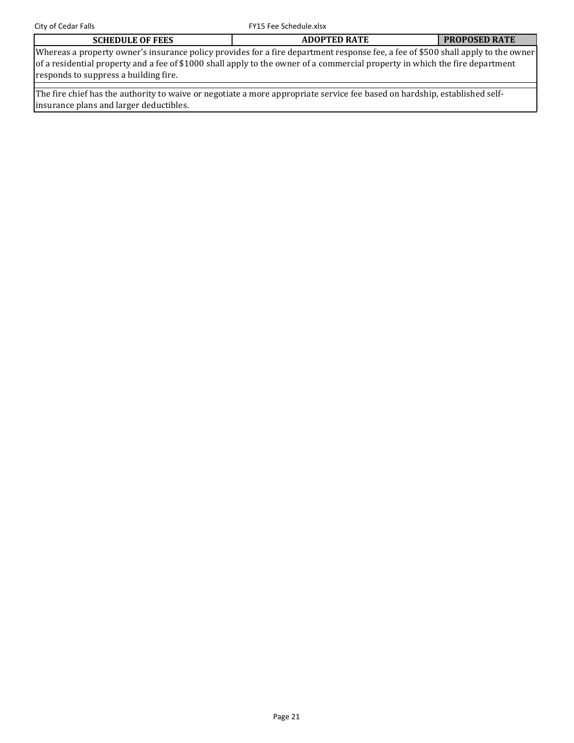| SCHEDULE OF FEES | ADOPTED RATE | PROPOSED RATE |
| --- | --- | --- |
| Whereas a property owner's insurance policy provides for a fire department response fee, a fee of $500 shall apply to the owner of a residential property and a fee of $1000 shall apply to the owner of a commercial property in which the fire department responds to suppress a building fire. | | |
| The fire chief has the authority to waive or negotiate a more appropriate service fee based on hardship, established self-insurance plans and larger deductibles. | | |